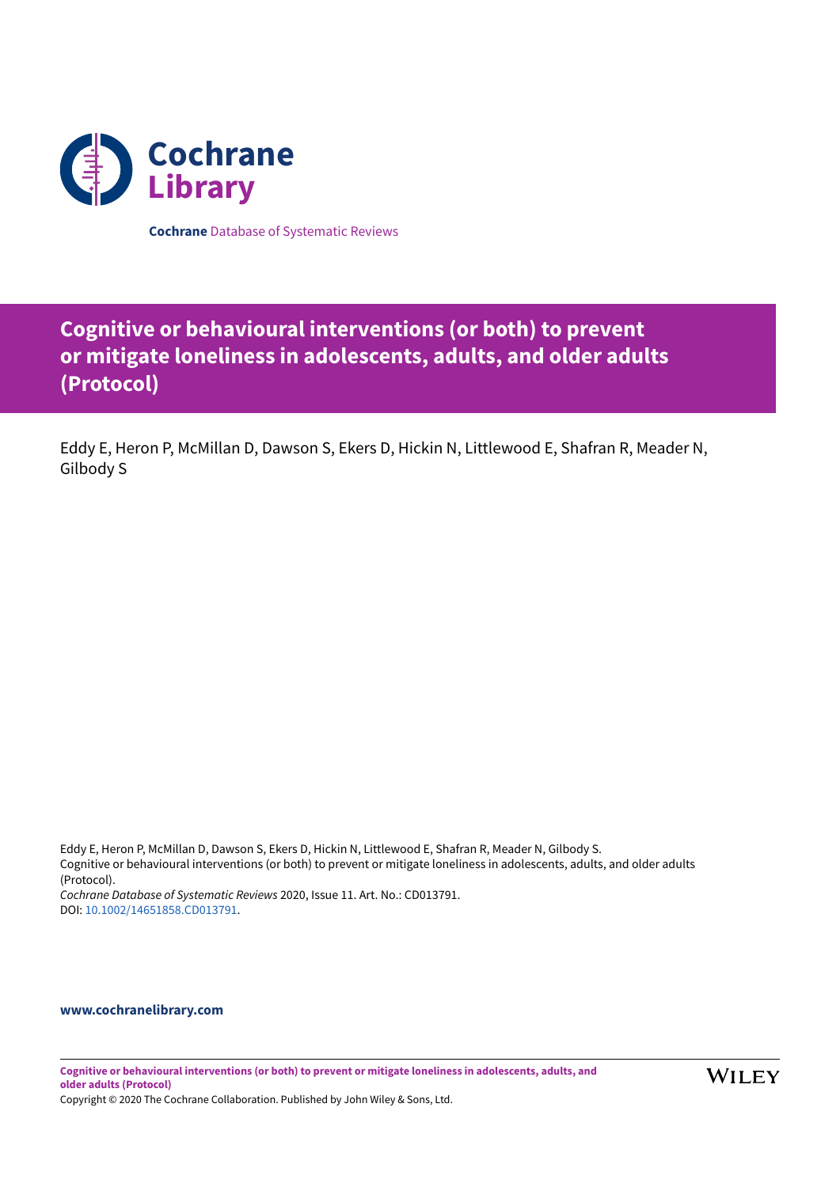**Cochrane** Database of Systematic Reviews

# Cognitive or behavioural interventions (or both) to prevent or mitigate loneliness in adolescents, adults, and older adults (Protocol)

Eddy E, Heron P, McMillan D, Dawson S, Ekers D, Hickin N, Littlewood E, Shafran R, Meader N, Gilbody S

Eddy E, Heron P, McMillan D, Dawson S, Ekers D, Hickin N, Littlewood E, Shafran R, Meader N, Gilbody S.
Cognitive or behavioural interventions (or both) to prevent or mitigate loneliness in adolescents, adults, and older adults (Protocol).
*Cochrane Database of Systematic Reviews* 2020, Issue 11. Art. No.: CD013791.
DOI: 10.1002/14651858.CD013791.

**www.cochranelibrary.com**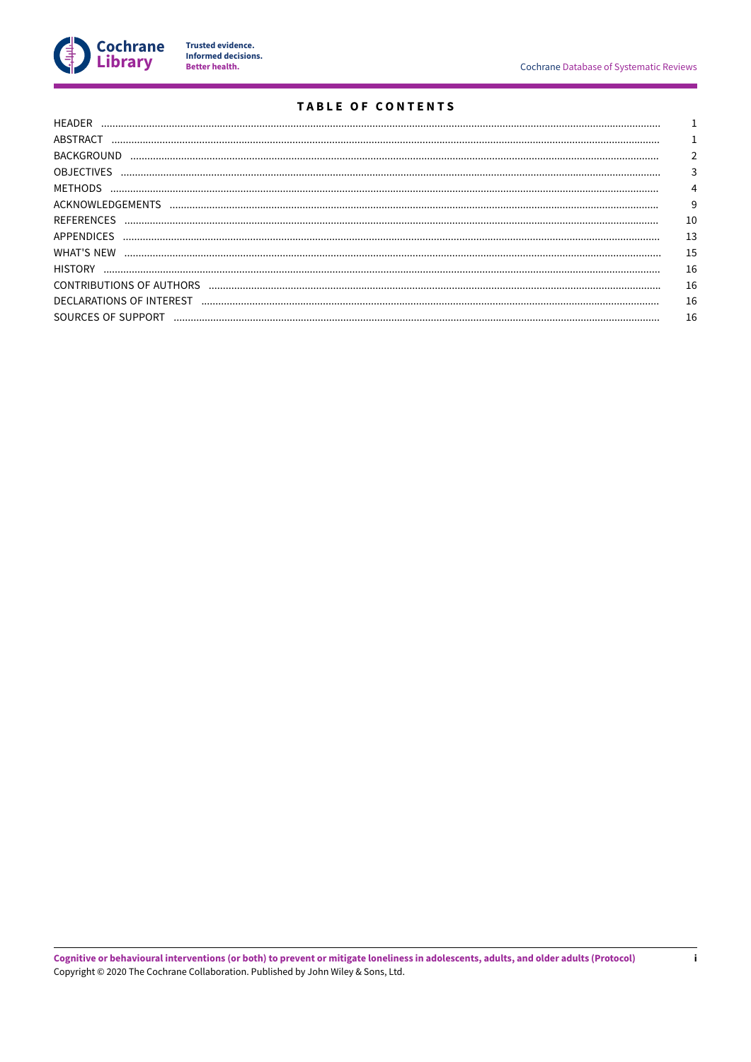# TABLE OF CONTENTS

| | |
|---|---|
| HEADER | 1 |
| ABSTRACT | 1 |
| BACKGROUND | 2 |
| OBJECTIVES | 3 |
| METHODS | 4 |
| ACKNOWLEDGEMENTS | 9 |
| REFERENCES | 10 |
| APPENDICES | 13 |
| WHAT'S NEW | 15 |
| HISTORY | 16 |
| CONTRIBUTIONS OF AUTHORS | 16 |
| DECLARATIONS OF INTEREST | 16 |
| SOURCES OF SUPPORT | 16 |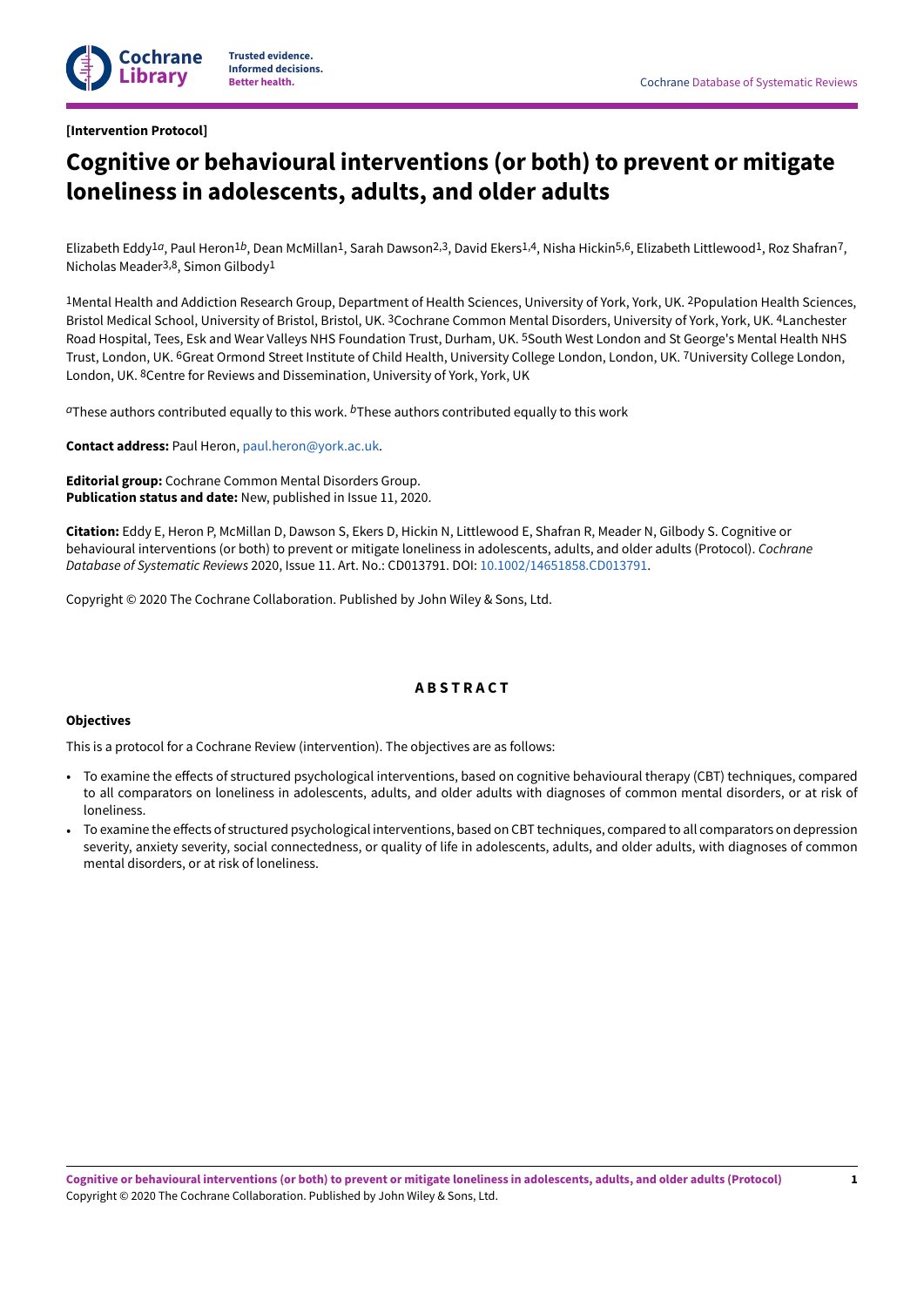[Intervention Protocol]

# Cognitive or behavioural interventions (or both) to prevent or mitigate loneliness in adolescents, adults, and older adults

Elizabeth Eddy[1a], Paul Heron[1b], Dean McMillan[1], Sarah Dawson[2,3], David Ekers[1,4], Nisha Hickin[5,6], Elizabeth Littlewood[1], Roz Shafran[7], Nicholas Meader[3,8], Simon Gilbody[1]

[1]Mental Health and Addiction Research Group, Department of Health Sciences, University of York, York, UK. [2]Population Health Sciences, Bristol Medical School, University of Bristol, Bristol, UK. [3]Cochrane Common Mental Disorders, University of York, York, UK. [4]Lanchester Road Hospital, Tees, Esk and Wear Valleys NHS Foundation Trust, Durham, UK. [5]South West London and St George's Mental Health NHS Trust, London, UK. [6]Great Ormond Street Institute of Child Health, University College London, London, UK. [7]University College London, London, UK. [8]Centre for Reviews and Dissemination, University of York, York, UK

[a]These authors contributed equally to this work. [b]These authors contributed equally to this work

**Contact address:** Paul Heron, paul.heron@york.ac.uk.

**Editorial group:** Cochrane Common Mental Disorders Group.
**Publication status and date:** New, published in Issue 11, 2020.

**Citation:** Eddy E, Heron P, McMillan D, Dawson S, Ekers D, Hickin N, Littlewood E, Shafran R, Meader N, Gilbody S. Cognitive or behavioural interventions (or both) to prevent or mitigate loneliness in adolescents, adults, and older adults (Protocol). *Cochrane Database of Systematic Reviews* 2020, Issue 11. Art. No.: CD013791. DOI: 10.1002/14651858.CD013791.

Copyright © 2020 The Cochrane Collaboration. Published by John Wiley & Sons, Ltd.

## ABSTRACT

### Objectives

This is a protocol for a Cochrane Review (intervention). The objectives are as follows:

- To examine the effects of structured psychological interventions, based on cognitive behavioural therapy (CBT) techniques, compared to all comparators on loneliness in adolescents, adults, and older adults with diagnoses of common mental disorders, or at risk of loneliness.
- To examine the effects of structured psychological interventions, based on CBT techniques, compared to all comparators on depression severity, anxiety severity, social connectedness, or quality of life in adolescents, adults, and older adults, with diagnoses of common mental disorders, or at risk of loneliness.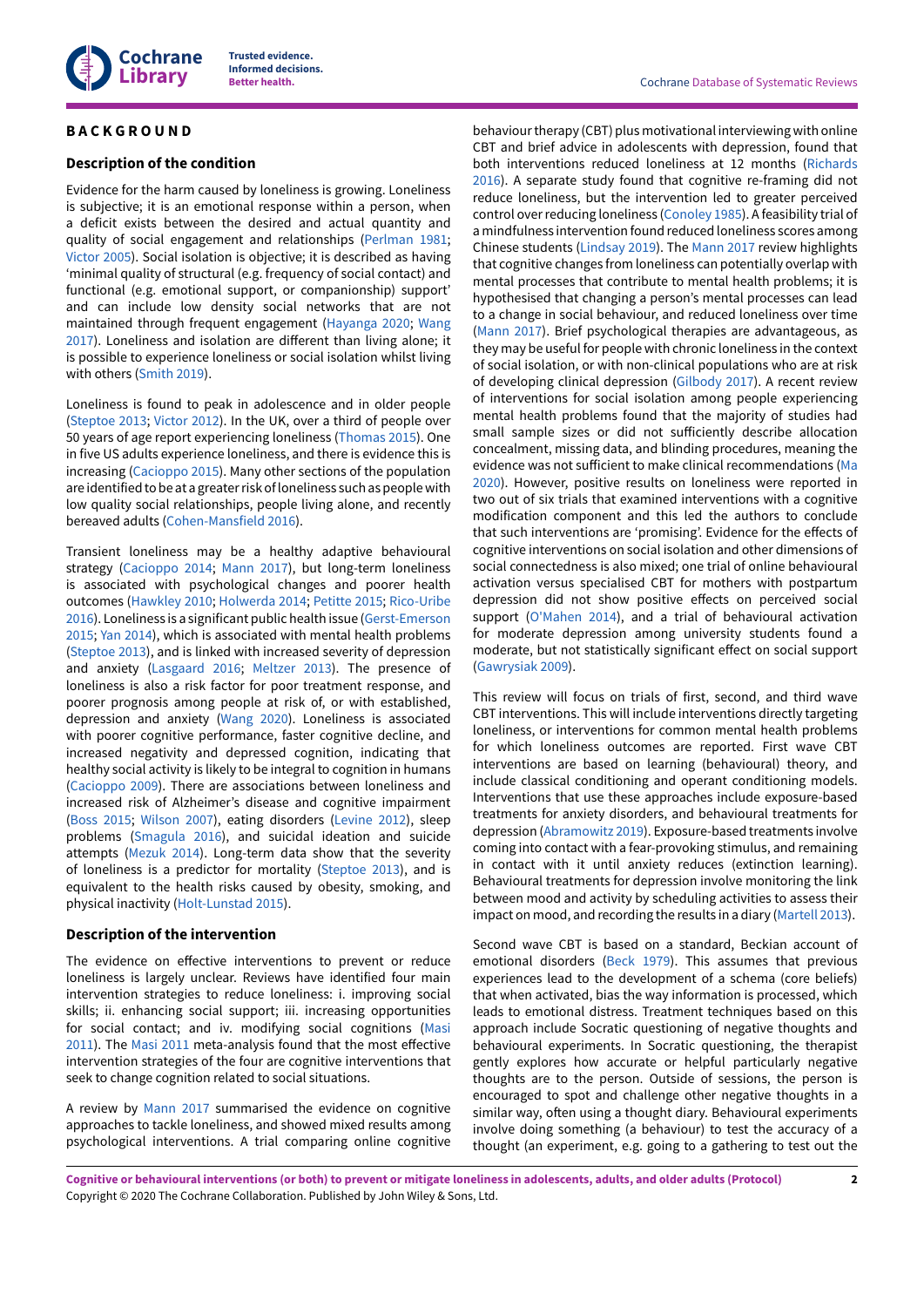## BACKGROUND

### Description of the condition

Evidence for the harm caused by loneliness is growing. Loneliness is subjective; it is an emotional response within a person, when a deficit exists between the desired and actual quantity and quality of social engagement and relationships (Perlman 1981; Victor 2005). Social isolation is objective; it is described as having 'minimal quality of structural (e.g. frequency of social contact) and functional (e.g. emotional support, or companionship) support' and can include low density social networks that are not maintained through frequent engagement (Hayanga 2020; Wang 2017). Loneliness and isolation are different than living alone; it is possible to experience loneliness or social isolation whilst living with others (Smith 2019).

Loneliness is found to peak in adolescence and in older people (Steptoe 2013; Victor 2012). In the UK, over a third of people over 50 years of age report experiencing loneliness (Thomas 2015). One in five US adults experience loneliness, and there is evidence this is increasing (Cacioppo 2015). Many other sections of the population are identified to be at a greater risk of loneliness such as people with low quality social relationships, people living alone, and recently bereaved adults (Cohen-Mansfield 2016).

Transient loneliness may be a healthy adaptive behavioural strategy (Cacioppo 2014; Mann 2017), but long-term loneliness is associated with psychological changes and poorer health outcomes (Hawkley 2010; Holwerda 2014; Petitte 2015; Rico-Uribe 2016). Loneliness is a significant public health issue (Gerst-Emerson 2015; Yan 2014), which is associated with mental health problems (Steptoe 2013), and is linked with increased severity of depression and anxiety (Lasgaard 2016; Meltzer 2013). The presence of loneliness is also a risk factor for poor treatment response, and poorer prognosis among people at risk of, or with established, depression and anxiety (Wang 2020). Loneliness is associated with poorer cognitive performance, faster cognitive decline, and increased negativity and depressed cognition, indicating that healthy social activity is likely to be integral to cognition in humans (Cacioppo 2009). There are associations between loneliness and increased risk of Alzheimer's disease and cognitive impairment (Boss 2015; Wilson 2007), eating disorders (Levine 2012), sleep problems (Smagula 2016), and suicidal ideation and suicide attempts (Mezuk 2014). Long-term data show that the severity of loneliness is a predictor for mortality (Steptoe 2013), and is equivalent to the health risks caused by obesity, smoking, and physical inactivity (Holt-Lunstad 2015).

### Description of the intervention

The evidence on effective interventions to prevent or reduce loneliness is largely unclear. Reviews have identified four main intervention strategies to reduce loneliness: i. improving social skills; ii. enhancing social support; iii. increasing opportunities for social contact; and iv. modifying social cognitions (Masi 2011). The Masi 2011 meta-analysis found that the most effective intervention strategies of the four are cognitive interventions that seek to change cognition related to social situations.

A review by Mann 2017 summarised the evidence on cognitive approaches to tackle loneliness, and showed mixed results among psychological interventions. A trial comparing online cognitive behaviour therapy (CBT) plus motivational interviewing with online CBT and brief advice in adolescents with depression, found that both interventions reduced loneliness at 12 months (Richards 2016). A separate study found that cognitive re-framing did not reduce loneliness, but the intervention led to greater perceived control over reducing loneliness (Conoley 1985). A feasibility trial of a mindfulness intervention found reduced loneliness scores among Chinese students (Lindsay 2019). The Mann 2017 review highlights that cognitive changes from loneliness can potentially overlap with mental processes that contribute to mental health problems; it is hypothesised that changing a person's mental processes can lead to a change in social behaviour, and reduced loneliness over time (Mann 2017). Brief psychological therapies are advantageous, as they may be useful for people with chronic loneliness in the context of social isolation, or with non-clinical populations who are at risk of developing clinical depression (Gilbody 2017). A recent review of interventions for social isolation among people experiencing mental health problems found that the majority of studies had small sample sizes or did not sufficiently describe allocation concealment, missing data, and blinding procedures, meaning the evidence was not sufficient to make clinical recommendations (Ma 2020). However, positive results on loneliness were reported in two out of six trials that examined interventions with a cognitive modification component and this led the authors to conclude that such interventions are 'promising'. Evidence for the effects of cognitive interventions on social isolation and other dimensions of social connectedness is also mixed; one trial of online behavioural activation versus specialised CBT for mothers with postpartum depression did not show positive effects on perceived social support (O'Mahen 2014), and a trial of behavioural activation for moderate depression among university students found a moderate, but not statistically significant effect on social support (Gawrysiak 2009).

This review will focus on trials of first, second, and third wave CBT interventions. This will include interventions directly targeting loneliness, or interventions for common mental health problems for which loneliness outcomes are reported. First wave CBT interventions are based on learning (behavioural) theory, and include classical conditioning and operant conditioning models. Interventions that use these approaches include exposure-based treatments for anxiety disorders, and behavioural treatments for depression (Abramowitz 2019). Exposure-based treatments involve coming into contact with a fear-provoking stimulus, and remaining in contact with it until anxiety reduces (extinction learning). Behavioural treatments for depression involve monitoring the link between mood and activity by scheduling activities to assess their impact on mood, and recording the results in a diary (Martell 2013).

Second wave CBT is based on a standard, Beckian account of emotional disorders (Beck 1979). This assumes that previous experiences lead to the development of a schema (core beliefs) that when activated, bias the way information is processed, which leads to emotional distress. Treatment techniques based on this approach include Socratic questioning of negative thoughts and behavioural experiments. In Socratic questioning, the therapist gently explores how accurate or helpful particularly negative thoughts are to the person. Outside of sessions, the person is encouraged to spot and challenge other negative thoughts in a similar way, often using a thought diary. Behavioural experiments involve doing something (a behaviour) to test the accuracy of a thought (an experiment, e.g. going to a gathering to test out the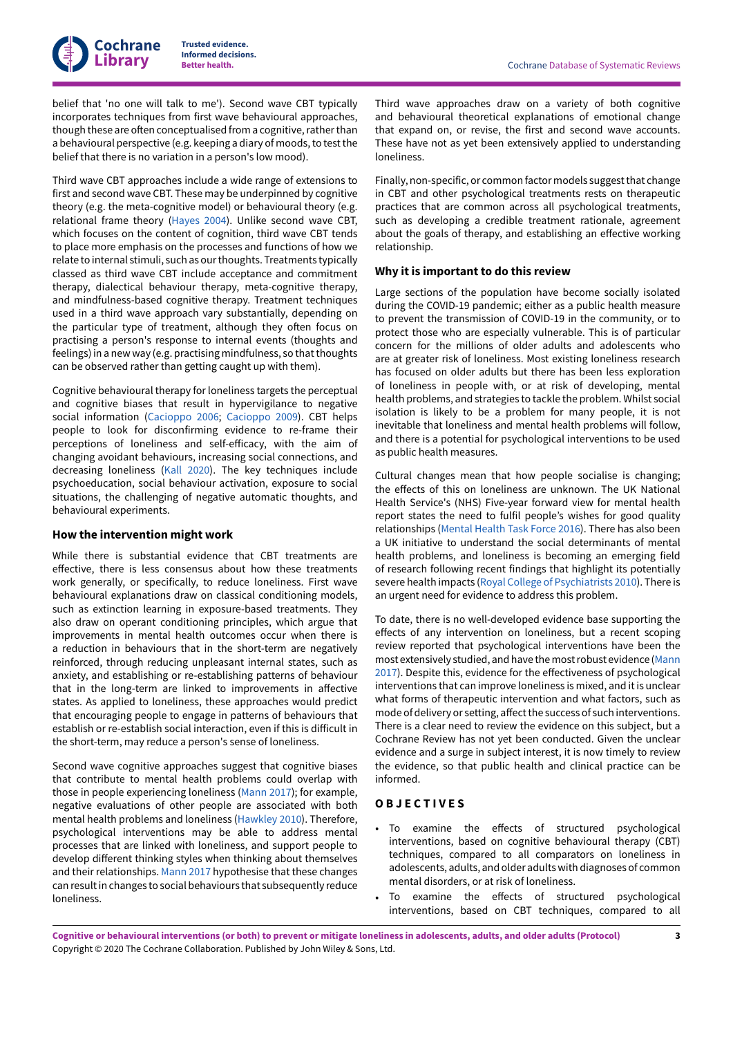belief that 'no one will talk to me'). Second wave CBT typically incorporates techniques from first wave behavioural approaches, though these are often conceptualised from a cognitive, rather than a behavioural perspective (e.g. keeping a diary of moods, to test the belief that there is no variation in a person's low mood).

Third wave CBT approaches include a wide range of extensions to first and second wave CBT. These may be underpinned by cognitive theory (e.g. the meta-cognitive model) or behavioural theory (e.g. relational frame theory (Hayes 2004). Unlike second wave CBT, which focuses on the content of cognition, third wave CBT tends to place more emphasis on the processes and functions of how we relate to internal stimuli, such as our thoughts. Treatments typically classed as third wave CBT include acceptance and commitment therapy, dialectical behaviour therapy, meta-cognitive therapy, and mindfulness-based cognitive therapy. Treatment techniques used in a third wave approach vary substantially, depending on the particular type of treatment, although they often focus on practising a person's response to internal events (thoughts and feelings) in a new way (e.g. practising mindfulness, so that thoughts can be observed rather than getting caught up with them).

Cognitive behavioural therapy for loneliness targets the perceptual and cognitive biases that result in hypervigilance to negative social information (Cacioppo 2006; Cacioppo 2009). CBT helps people to look for disconfirming evidence to re-frame their perceptions of loneliness and self-efficacy, with the aim of changing avoidant behaviours, increasing social connections, and decreasing loneliness (Kall 2020). The key techniques include psychoeducation, social behaviour activation, exposure to social situations, the challenging of negative automatic thoughts, and behavioural experiments.

### How the intervention might work

While there is substantial evidence that CBT treatments are effective, there is less consensus about how these treatments work generally, or specifically, to reduce loneliness. First wave behavioural explanations draw on classical conditioning models, such as extinction learning in exposure-based treatments. They also draw on operant conditioning principles, which argue that improvements in mental health outcomes occur when there is a reduction in behaviours that in the short-term are negatively reinforced, through reducing unpleasant internal states, such as anxiety, and establishing or re-establishing patterns of behaviour that in the long-term are linked to improvements in affective states. As applied to loneliness, these approaches would predict that encouraging people to engage in patterns of behaviours that establish or re-establish social interaction, even if this is difficult in the short-term, may reduce a person's sense of loneliness.

Second wave cognitive approaches suggest that cognitive biases that contribute to mental health problems could overlap with those in people experiencing loneliness (Mann 2017); for example, negative evaluations of other people are associated with both mental health problems and loneliness (Hawkley 2010). Therefore, psychological interventions may be able to address mental processes that are linked with loneliness, and support people to develop different thinking styles when thinking about themselves and their relationships. Mann 2017 hypothesise that these changes can result in changes to social behaviours that subsequently reduce loneliness.

Third wave approaches draw on a variety of both cognitive and behavioural theoretical explanations of emotional change that expand on, or revise, the first and second wave accounts. These have not as yet been extensively applied to understanding loneliness.

Finally, non-specific, or common factor models suggest that change in CBT and other psychological treatments rests on therapeutic practices that are common across all psychological treatments, such as developing a credible treatment rationale, agreement about the goals of therapy, and establishing an effective working relationship.

### Why it is important to do this review

Large sections of the population have become socially isolated during the COVID-19 pandemic; either as a public health measure to prevent the transmission of COVID-19 in the community, or to protect those who are especially vulnerable. This is of particular concern for the millions of older adults and adolescents who are at greater risk of loneliness. Most existing loneliness research has focused on older adults but there has been less exploration of loneliness in people with, or at risk of developing, mental health problems, and strategies to tackle the problem. Whilst social isolation is likely to be a problem for many people, it is not inevitable that loneliness and mental health problems will follow, and there is a potential for psychological interventions to be used as public health measures.

Cultural changes mean that how people socialise is changing; the effects of this on loneliness are unknown. The UK National Health Service's (NHS) Five-year forward view for mental health report states the need to fulfil people's wishes for good quality relationships (Mental Health Task Force 2016). There has also been a UK initiative to understand the social determinants of mental health problems, and loneliness is becoming an emerging field of research following recent findings that highlight its potentially severe health impacts (Royal College of Psychiatrists 2010). There is an urgent need for evidence to address this problem.

To date, there is no well-developed evidence base supporting the effects of any intervention on loneliness, but a recent scoping review reported that psychological interventions have been the most extensively studied, and have the most robust evidence (Mann 2017). Despite this, evidence for the effectiveness of psychological interventions that can improve loneliness is mixed, and it is unclear what forms of therapeutic intervention and what factors, such as mode of delivery or setting, affect the success of such interventions. There is a clear need to review the evidence on this subject, but a Cochrane Review has not yet been conducted. Given the unclear evidence and a surge in subject interest, it is now timely to review the evidence, so that public health and clinical practice can be informed.

## OBJECTIVES

- To examine the effects of structured psychological interventions, based on cognitive behavioural therapy (CBT) techniques, compared to all comparators on loneliness in adolescents, adults, and older adults with diagnoses of common mental disorders, or at risk of loneliness.
- To examine the effects of structured psychological interventions, based on CBT techniques, compared to all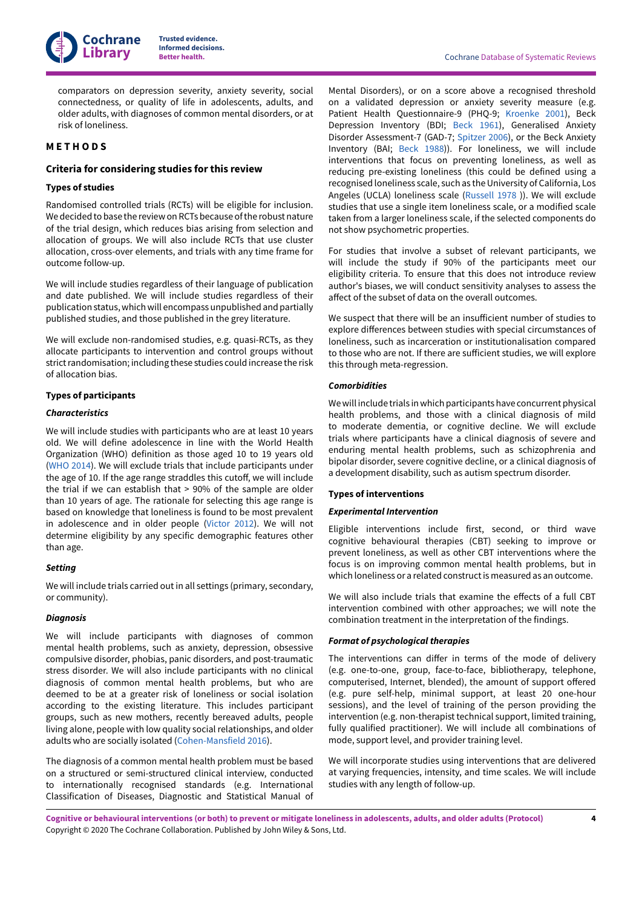comparators on depression severity, anxiety severity, social connectedness, or quality of life in adolescents, adults, and older adults, with diagnoses of common mental disorders, or at risk of loneliness.

# METHODS

## Criteria for considering studies for this review

### Types of studies

Randomised controlled trials (RCTs) will be eligible for inclusion. We decided to base the review on RCTs because of the robust nature of the trial design, which reduces bias arising from selection and allocation of groups. We will also include RCTs that use cluster allocation, cross-over elements, and trials with any time frame for outcome follow-up.

We will include studies regardless of their language of publication and date published. We will include studies regardless of their publication status, which will encompass unpublished and partially published studies, and those published in the grey literature.

We will exclude non-randomised studies, e.g. quasi-RCTs, as they allocate participants to intervention and control groups without strict randomisation; including these studies could increase the risk of allocation bias.

### Types of participants

#### *Characteristics*

We will include studies with participants who are at least 10 years old. We will define adolescence in line with the World Health Organization (WHO) definition as those aged 10 to 19 years old (WHO 2014). We will exclude trials that include participants under the age of 10. If the age range straddles this cutoff, we will include the trial if we can establish that > 90% of the sample are older than 10 years of age. The rationale for selecting this age range is based on knowledge that loneliness is found to be most prevalent in adolescence and in older people (Victor 2012). We will not determine eligibility by any specific demographic features other than age.

#### *Setting*

We will include trials carried out in all settings (primary, secondary, or community).

#### *Diagnosis*

We will include participants with diagnoses of common mental health problems, such as anxiety, depression, obsessive compulsive disorder, phobias, panic disorders, and post-traumatic stress disorder. We will also include participants with no clinical diagnosis of common mental health problems, but who are deemed to be at a greater risk of loneliness or social isolation according to the existing literature. This includes participant groups, such as new mothers, recently bereaved adults, people living alone, people with low quality social relationships, and older adults who are socially isolated (Cohen-Mansfield 2016).

The diagnosis of a common mental health problem must be based on a structured or semi-structured clinical interview, conducted to internationally recognised standards (e.g. International Classification of Diseases, Diagnostic and Statistical Manual of Mental Disorders), or on a score above a recognised threshold on a validated depression or anxiety severity measure (e.g. Patient Health Questionnaire-9 (PHQ-9; Kroenke 2001), Beck Depression Inventory (BDI; Beck 1961), Generalised Anxiety Disorder Assessment-7 (GAD-7; Spitzer 2006), or the Beck Anxiety Inventory (BAI; Beck 1988)). For loneliness, we will include interventions that focus on preventing loneliness, as well as reducing pre-existing loneliness (this could be defined using a recognised loneliness scale, such as the University of California, Los Angeles (UCLA) loneliness scale (Russell 1978 )). We will exclude studies that use a single item loneliness scale, or a modified scale taken from a larger loneliness scale, if the selected components do not show psychometric properties.

For studies that involve a subset of relevant participants, we will include the study if 90% of the participants meet our eligibility criteria. To ensure that this does not introduce review author's biases, we will conduct sensitivity analyses to assess the affect of the subset of data on the overall outcomes.

We suspect that there will be an insufficient number of studies to explore differences between studies with special circumstances of loneliness, such as incarceration or institutionalisation compared to those who are not. If there are sufficient studies, we will explore this through meta-regression.

#### *Comorbidities*

We will include trials in which participants have concurrent physical health problems, and those with a clinical diagnosis of mild to moderate dementia, or cognitive decline. We will exclude trials where participants have a clinical diagnosis of severe and enduring mental health problems, such as schizophrenia and bipolar disorder, severe cognitive decline, or a clinical diagnosis of a development disability, such as autism spectrum disorder.

### Types of interventions

#### *Experimental Intervention*

Eligible interventions include first, second, or third wave cognitive behavioural therapies (CBT) seeking to improve or prevent loneliness, as well as other CBT interventions where the focus is on improving common mental health problems, but in which loneliness or a related construct is measured as an outcome.

We will also include trials that examine the effects of a full CBT intervention combined with other approaches; we will note the combination treatment in the interpretation of the findings.

#### *Format of psychological therapies*

The interventions can differ in terms of the mode of delivery (e.g. one-to-one, group, face-to-face, bibliotherapy, telephone, computerised, Internet, blended), the amount of support offered (e.g. pure self-help, minimal support, at least 20 one-hour sessions), and the level of training of the person providing the intervention (e.g. non-therapist technical support, limited training, fully qualified practitioner). We will include all combinations of mode, support level, and provider training level.

We will incorporate studies using interventions that are delivered at varying frequencies, intensity, and time scales. We will include studies with any length of follow-up.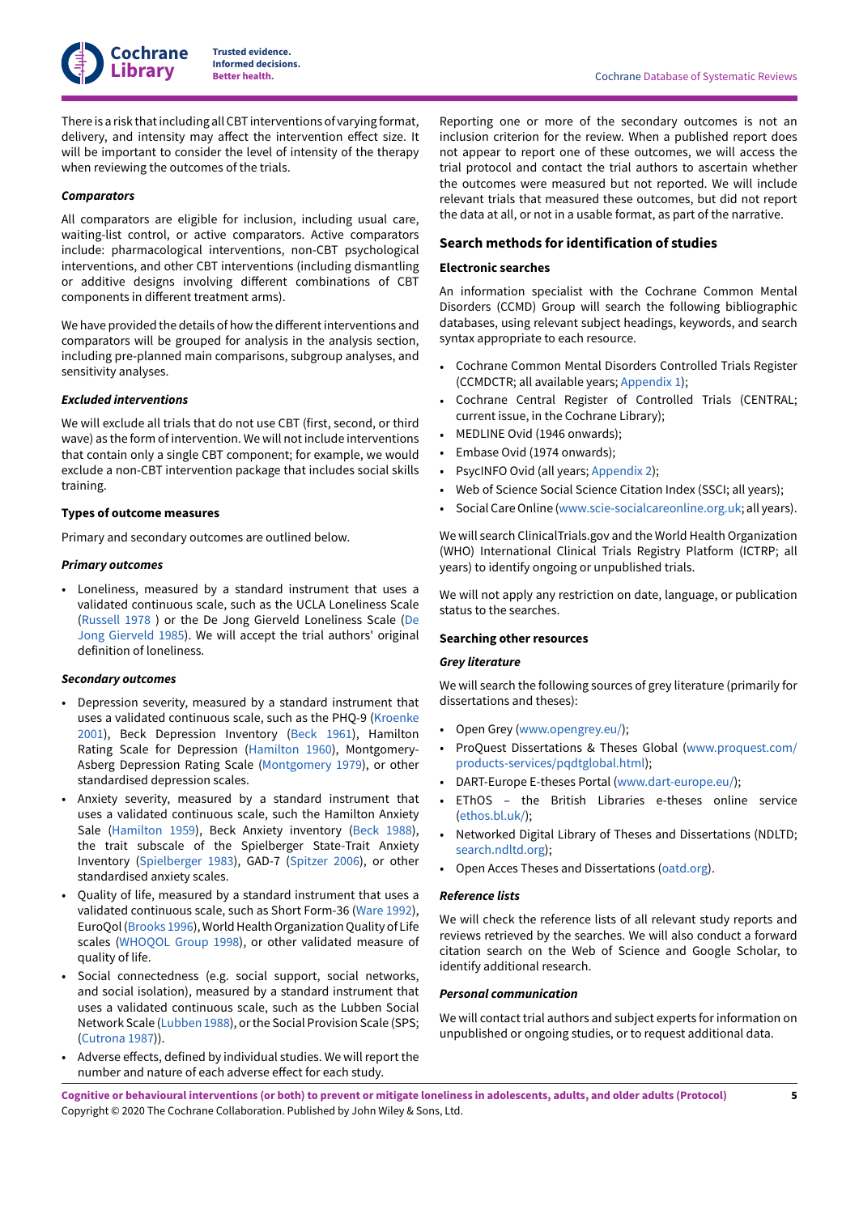There is a risk that including all CBT interventions of varying format, delivery, and intensity may affect the intervention effect size. It will be important to consider the level of intensity of the therapy when reviewing the outcomes of the trials.

#### *Comparators*

All comparators are eligible for inclusion, including usual care, waiting-list control, or active comparators. Active comparators include: pharmacological interventions, non-CBT psychological interventions, and other CBT interventions (including dismantling or additive designs involving different combinations of CBT components in different treatment arms).

We have provided the details of how the different interventions and comparators will be grouped for analysis in the analysis section, including pre-planned main comparisons, subgroup analyses, and sensitivity analyses.

#### *Excluded interventions*

We will exclude all trials that do not use CBT (first, second, or third wave) as the form of intervention. We will not include interventions that contain only a single CBT component; for example, we would exclude a non-CBT intervention package that includes social skills training.

### Types of outcome measures

Primary and secondary outcomes are outlined below.

#### *Primary outcomes*

- Loneliness, measured by a standard instrument that uses a validated continuous scale, such as the UCLA Loneliness Scale (Russell 1978 ) or the De Jong Gierveld Loneliness Scale (De Jong Gierveld 1985). We will accept the trial authors' original definition of loneliness.

#### *Secondary outcomes*

- Depression severity, measured by a standard instrument that uses a validated continuous scale, such as the PHQ-9 (Kroenke 2001), Beck Depression Inventory (Beck 1961), Hamilton Rating Scale for Depression (Hamilton 1960), Montgomery-Asberg Depression Rating Scale (Montgomery 1979), or other standardised depression scales.
- Anxiety severity, measured by a standard instrument that uses a validated continuous scale, such the Hamilton Anxiety Sale (Hamilton 1959), Beck Anxiety inventory (Beck 1988), the trait subscale of the Spielberger State-Trait Anxiety Inventory (Spielberger 1983), GAD-7 (Spitzer 2006), or other standardised anxiety scales.
- Quality of life, measured by a standard instrument that uses a validated continuous scale, such as Short Form-36 (Ware 1992), EuroQol (Brooks 1996), World Health Organization Quality of Life scales (WHOQOL Group 1998), or other validated measure of quality of life.
- Social connectedness (e.g. social support, social networks, and social isolation), measured by a standard instrument that uses a validated continuous scale, such as the Lubben Social Network Scale (Lubben 1988), or the Social Provision Scale (SPS; (Cutrona 1987)).
- Adverse effects, defined by individual studies. We will report the number and nature of each adverse effect for each study.

Reporting one or more of the secondary outcomes is not an inclusion criterion for the review. When a published report does not appear to report one of these outcomes, we will access the trial protocol and contact the trial authors to ascertain whether the outcomes were measured but not reported. We will include relevant trials that measured these outcomes, but did not report the data at all, or not in a usable format, as part of the narrative.

## Search methods for identification of studies

### Electronic searches

An information specialist with the Cochrane Common Mental Disorders (CCMD) Group will search the following bibliographic databases, using relevant subject headings, keywords, and search syntax appropriate to each resource.

- Cochrane Common Mental Disorders Controlled Trials Register (CCMDCTR; all available years; Appendix 1);
- Cochrane Central Register of Controlled Trials (CENTRAL; current issue, in the Cochrane Library);
- MEDLINE Ovid (1946 onwards);
- Embase Ovid (1974 onwards);
- PsycINFO Ovid (all years; Appendix 2);
- Web of Science Social Science Citation Index (SSCI; all years);
- Social Care Online (www.scie-socialcareonline.org.uk; all years).

We will search ClinicalTrials.gov and the World Health Organization (WHO) International Clinical Trials Registry Platform (ICTRP; all years) to identify ongoing or unpublished trials.

We will not apply any restriction on date, language, or publication status to the searches.

### Searching other resources

#### *Grey literature*

We will search the following sources of grey literature (primarily for dissertations and theses):

- Open Grey (www.opengrey.eu/);
- ProQuest Dissertations & Theses Global (www.proquest.com/products-services/pqdtglobal.html);
- DART-Europe E-theses Portal (www.dart-europe.eu/);
- EThOS – the British Libraries e-theses online service (ethos.bl.uk/);
- Networked Digital Library of Theses and Dissertations (NDLTD; search.ndltd.org);
- Open Acces Theses and Dissertations (oatd.org).

#### *Reference lists*

We will check the reference lists of all relevant study reports and reviews retrieved by the searches. We will also conduct a forward citation search on the Web of Science and Google Scholar, to identify additional research.

#### *Personal communication*

We will contact trial authors and subject experts for information on unpublished or ongoing studies, or to request additional data.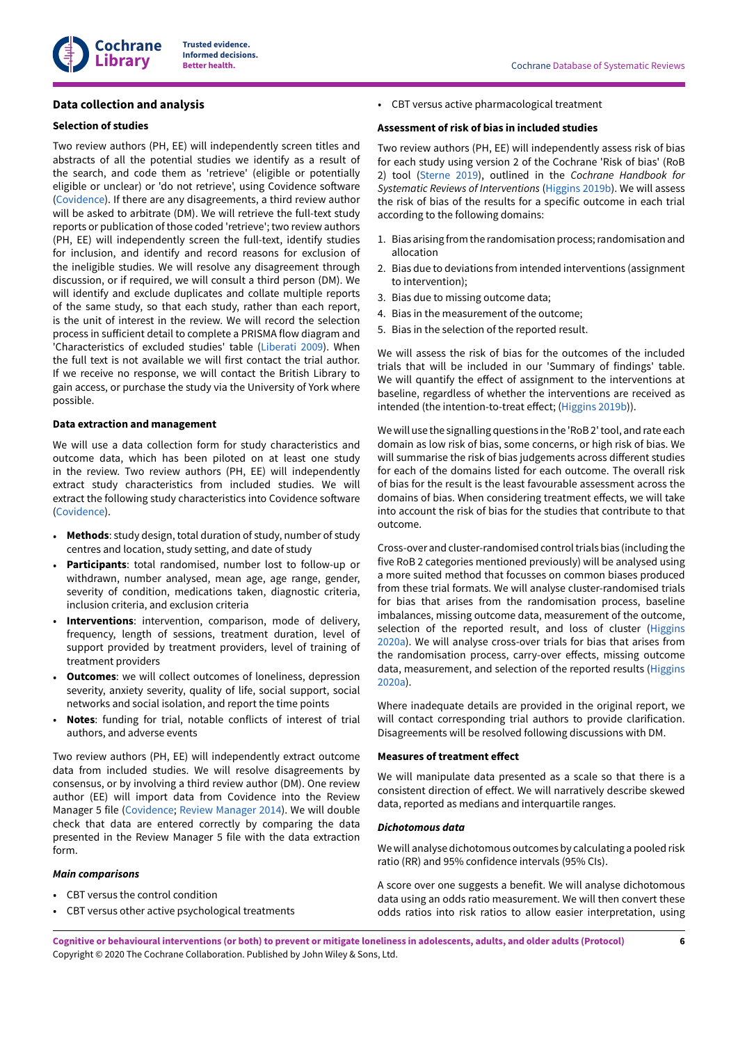## Data collection and analysis

### Selection of studies

Two review authors (PH, EE) will independently screen titles and abstracts of all the potential studies we identify as a result of the search, and code them as 'retrieve' (eligible or potentially eligible or unclear) or 'do not retrieve', using Covidence software (Covidence). If there are any disagreements, a third review author will be asked to arbitrate (DM). We will retrieve the full-text study reports or publication of those coded 'retrieve'; two review authors (PH, EE) will independently screen the full-text, identify studies for inclusion, and identify and record reasons for exclusion of the ineligible studies. We will resolve any disagreement through discussion, or if required, we will consult a third person (DM). We will identify and exclude duplicates and collate multiple reports of the same study, so that each study, rather than each report, is the unit of interest in the review. We will record the selection process in sufficient detail to complete a PRISMA flow diagram and 'Characteristics of excluded studies' table (Liberati 2009). When the full text is not available we will first contact the trial author. If we receive no response, we will contact the British Library to gain access, or purchase the study via the University of York where possible.

### Data extraction and management

We will use a data collection form for study characteristics and outcome data, which has been piloted on at least one study in the review. Two review authors (PH, EE) will independently extract study characteristics from included studies. We will extract the following study characteristics into Covidence software (Covidence).

- **Methods**: study design, total duration of study, number of study centres and location, study setting, and date of study
- **Participants**: total randomised, number lost to follow-up or withdrawn, number analysed, mean age, age range, gender, severity of condition, medications taken, diagnostic criteria, inclusion criteria, and exclusion criteria
- **Interventions**: intervention, comparison, mode of delivery, frequency, length of sessions, treatment duration, level of support provided by treatment providers, level of training of treatment providers
- **Outcomes**: we will collect outcomes of loneliness, depression severity, anxiety severity, quality of life, social support, social networks and social isolation, and report the time points
- **Notes**: funding for trial, notable conflicts of interest of trial authors, and adverse events

Two review authors (PH, EE) will independently extract outcome data from included studies. We will resolve disagreements by consensus, or by involving a third review author (DM). One review author (EE) will import data from Covidence into the Review Manager 5 file (Covidence; Review Manager 2014). We will double check that data are entered correctly by comparing the data presented in the Review Manager 5 file with the data extraction form.

#### *Main comparisons*

- CBT versus the control condition
- CBT versus other active psychological treatments
- CBT versus active pharmacological treatment

### Assessment of risk of bias in included studies

Two review authors (PH, EE) will independently assess risk of bias for each study using version 2 of the Cochrane 'Risk of bias' (RoB 2) tool (Sterne 2019), outlined in the *Cochrane Handbook for Systematic Reviews of Interventions* (Higgins 2019b). We will assess the risk of bias of the results for a specific outcome in each trial according to the following domains:

1. Bias arising from the randomisation process; randomisation and allocation
2. Bias due to deviations from intended interventions (assignment to intervention);
3. Bias due to missing outcome data;
4. Bias in the measurement of the outcome;
5. Bias in the selection of the reported result.

We will assess the risk of bias for the outcomes of the included trials that will be included in our 'Summary of findings' table. We will quantify the effect of assignment to the interventions at baseline, regardless of whether the interventions are received as intended (the intention-to-treat effect; (Higgins 2019b)).

We will use the signalling questions in the 'RoB 2' tool, and rate each domain as low risk of bias, some concerns, or high risk of bias. We will summarise the risk of bias judgements across different studies for each of the domains listed for each outcome. The overall risk of bias for the result is the least favourable assessment across the domains of bias. When considering treatment effects, we will take into account the risk of bias for the studies that contribute to that outcome.

Cross-over and cluster-randomised control trials bias (including the five RoB 2 categories mentioned previously) will be analysed using a more suited method that focusses on common biases produced from these trial formats. We will analyse cluster-randomised trials for bias that arises from the randomisation process, baseline imbalances, missing outcome data, measurement of the outcome, selection of the reported result, and loss of cluster (Higgins 2020a). We will analyse cross-over trials for bias that arises from the randomisation process, carry-over effects, missing outcome data, measurement, and selection of the reported results (Higgins 2020a).

Where inadequate details are provided in the original report, we will contact corresponding trial authors to provide clarification. Disagreements will be resolved following discussions with DM.

### Measures of treatment effect

We will manipulate data presented as a scale so that there is a consistent direction of effect. We will narratively describe skewed data, reported as medians and interquartile ranges.

#### *Dichotomous data*

We will analyse dichotomous outcomes by calculating a pooled risk ratio (RR) and 95% confidence intervals (95% CIs).

A score over one suggests a benefit. We will analyse dichotomous data using an odds ratio measurement. We will then convert these odds ratios into risk ratios to allow easier interpretation, using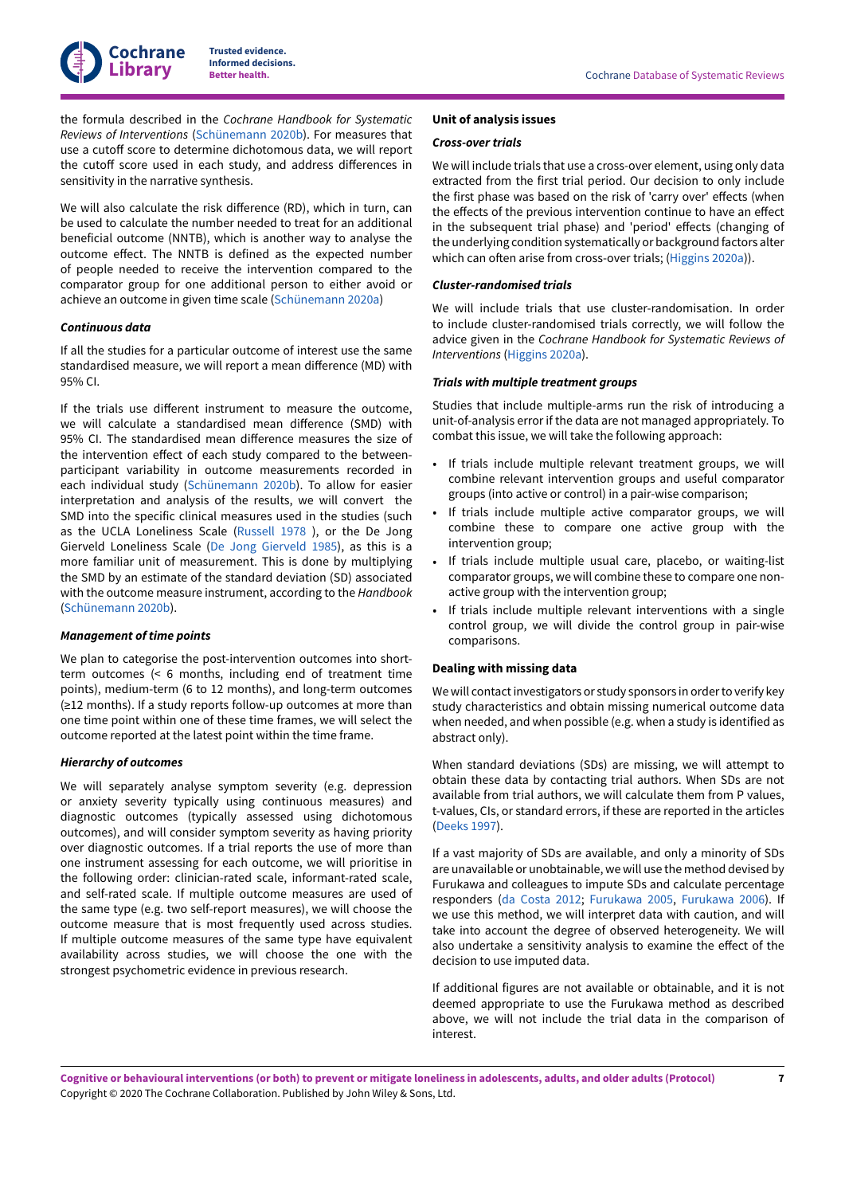the formula described in the *Cochrane Handbook for Systematic Reviews of Interventions* (Schünemann 2020b). For measures that use a cutoff score to determine dichotomous data, we will report the cutoff score used in each study, and address differences in sensitivity in the narrative synthesis.

We will also calculate the risk difference (RD), which in turn, can be used to calculate the number needed to treat for an additional beneficial outcome (NNTB), which is another way to analyse the outcome effect. The NNTB is defined as the expected number of people needed to receive the intervention compared to the comparator group for one additional person to either avoid or achieve an outcome in given time scale (Schünemann 2020a)

#### *Continuous data*

If all the studies for a particular outcome of interest use the same standardised measure, we will report a mean difference (MD) with 95% CI.

If the trials use different instrument to measure the outcome, we will calculate a standardised mean difference (SMD) with 95% CI. The standardised mean difference measures the size of the intervention effect of each study compared to the between-participant variability in outcome measurements recorded in each individual study (Schünemann 2020b). To allow for easier interpretation and analysis of the results, we will convert the SMD into the specific clinical measures used in the studies (such as the UCLA Loneliness Scale (Russell 1978 ), or the De Jong Gierveld Loneliness Scale (De Jong Gierveld 1985), as this is a more familiar unit of measurement. This is done by multiplying the SMD by an estimate of the standard deviation (SD) associated with the outcome measure instrument, according to the *Handbook* (Schünemann 2020b).

#### *Management of time points*

We plan to categorise the post-intervention outcomes into short-term outcomes (< 6 months, including end of treatment time points), medium-term (6 to 12 months), and long-term outcomes (≥12 months). If a study reports follow-up outcomes at more than one time point within one of these time frames, we will select the outcome reported at the latest point within the time frame.

#### *Hierarchy of outcomes*

We will separately analyse symptom severity (e.g. depression or anxiety severity typically using continuous measures) and diagnostic outcomes (typically assessed using dichotomous outcomes), and will consider symptom severity as having priority over diagnostic outcomes. If a trial reports the use of more than one instrument assessing for each outcome, we will prioritise in the following order: clinician-rated scale, informant-rated scale, and self-rated scale. If multiple outcome measures are used of the same type (e.g. two self-report measures), we will choose the outcome measure that is most frequently used across studies. If multiple outcome measures of the same type have equivalent availability across studies, we will choose the one with the strongest psychometric evidence in previous research.

### Unit of analysis issues

#### *Cross-over trials*

We will include trials that use a cross-over element, using only data extracted from the first trial period. Our decision to only include the first phase was based on the risk of 'carry over' effects (when the effects of the previous intervention continue to have an effect in the subsequent trial phase) and 'period' effects (changing of the underlying condition systematically or background factors alter which can often arise from cross-over trials; (Higgins 2020a)).

#### *Cluster-randomised trials*

We will include trials that use cluster-randomisation. In order to include cluster-randomised trials correctly, we will follow the advice given in the *Cochrane Handbook for Systematic Reviews of Interventions* (Higgins 2020a).

#### *Trials with multiple treatment groups*

Studies that include multiple-arms run the risk of introducing a unit-of-analysis error if the data are not managed appropriately. To combat this issue, we will take the following approach:

- If trials include multiple relevant treatment groups, we will combine relevant intervention groups and useful comparator groups (into active or control) in a pair-wise comparison;
- If trials include multiple active comparator groups, we will combine these to compare one active group with the intervention group;
- If trials include multiple usual care, placebo, or waiting-list comparator groups, we will combine these to compare one non-active group with the intervention group;
- If trials include multiple relevant interventions with a single control group, we will divide the control group in pair-wise comparisons.

### Dealing with missing data

We will contact investigators or study sponsors in order to verify key study characteristics and obtain missing numerical outcome data when needed, and when possible (e.g. when a study is identified as abstract only).

When standard deviations (SDs) are missing, we will attempt to obtain these data by contacting trial authors. When SDs are not available from trial authors, we will calculate them from P values, t-values, CIs, or standard errors, if these are reported in the articles (Deeks 1997).

If a vast majority of SDs are available, and only a minority of SDs are unavailable or unobtainable, we will use the method devised by Furukawa and colleagues to impute SDs and calculate percentage responders (da Costa 2012; Furukawa 2005, Furukawa 2006). If we use this method, we will interpret data with caution, and will take into account the degree of observed heterogeneity. We will also undertake a sensitivity analysis to examine the effect of the decision to use imputed data.

If additional figures are not available or obtainable, and it is not deemed appropriate to use the Furukawa method as described above, we will not include the trial data in the comparison of interest.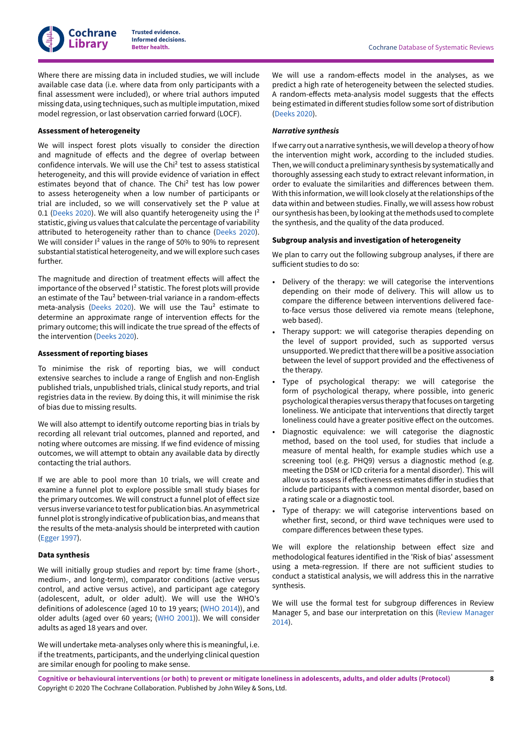Where there are missing data in included studies, we will include available case data (i.e. where data from only participants with a final assessment were included), or where trial authors imputed missing data, using techniques, such as multiple imputation, mixed model regression, or last observation carried forward (LOCF).

#### Assessment of heterogeneity

We will inspect forest plots visually to consider the direction and magnitude of effects and the degree of overlap between confidence intervals. We will use the $Chi^2$ test to assess statistical heterogeneity, and this will provide evidence of variation in effect estimates beyond that of chance. The $Chi^2$ test has low power to assess heterogeneity when a low number of participants or trial are included, so we will conservatively set the P value at 0.1 (Deeks 2020). We will also quantify heterogeneity using the $I^2$ statistic, giving us values that calculate the percentage of variability attributed to heterogeneity rather than to chance (Deeks 2020). We will consider $I^2$ values in the range of 50% to 90% to represent substantial statistical heterogeneity, and we will explore such cases further.

The magnitude and direction of treatment effects will affect the importance of the observed $I^2$ statistic. The forest plots will provide an estimate of the $Tau^2$ between-trial variance in a random-effects meta-analysis (Deeks 2020). We will use the $Tau^2$ estimate to determine an approximate range of intervention effects for the primary outcome; this will indicate the true spread of the effects of the intervention (Deeks 2020).

#### Assessment of reporting biases

To minimise the risk of reporting bias, we will conduct extensive searches to include a range of English and non-English published trials, unpublished trials, clinical study reports, and trial registries data in the review. By doing this, it will minimise the risk of bias due to missing results.

We will also attempt to identify outcome reporting bias in trials by recording all relevant trial outcomes, planned and reported, and noting where outcomes are missing. If we find evidence of missing outcomes, we will attempt to obtain any available data by directly contacting the trial authors.

If we are able to pool more than 10 trials, we will create and examine a funnel plot to explore possible small study biases for the primary outcomes. We will construct a funnel plot of effect size versus inverse variance to test for publication bias. An asymmetrical funnel plot is strongly indicative of publication bias, and means that the results of the meta-analysis should be interpreted with caution (Egger 1997).

#### Data synthesis

We will initially group studies and report by: time frame (short-, medium-, and long-term), comparator conditions (active versus control, and active versus active), and participant age category (adolescent, adult, or older adult). We will use the WHO's definitions of adolescence (aged 10 to 19 years; (WHO 2014)), and older adults (aged over 60 years; (WHO 2001)). We will consider adults as aged 18 years and over.

We will undertake meta-analyses only where this is meaningful, i.e. if the treatments, participants, and the underlying clinical question are similar enough for pooling to make sense.

We will use a random-effects model in the analyses, as we predict a high rate of heterogeneity between the selected studies. A random-effects meta-analysis model suggests that the effects being estimated in different studies follow some sort of distribution (Deeks 2020).

##### *Narrative synthesis*

If we carry out a narrative synthesis, we will develop a theory of how the intervention might work, according to the included studies. Then, we will conduct a preliminary synthesis by systematically and thoroughly assessing each study to extract relevant information, in order to evaluate the similarities and differences between them. With this information, we will look closely at the relationships of the data within and between studies. Finally, we will assess how robust our synthesis has been, by looking at the methods used to complete the synthesis, and the quality of the data produced.

#### Subgroup analysis and investigation of heterogeneity

We plan to carry out the following subgroup analyses, if there are sufficient studies to do so:

- Delivery of the therapy: we will categorise the interventions depending on their mode of delivery. This will allow us to compare the difference between interventions delivered face-to-face versus those delivered via remote means (telephone, web based).
- Therapy support: we will categorise therapies depending on the level of support provided, such as supported versus unsupported. We predict that there will be a positive association between the level of support provided and the effectiveness of the therapy.
- Type of psychological therapy: we will categorise the form of psychological therapy, where possible, into generic psychological therapies versus therapy that focuses on targeting loneliness. We anticipate that interventions that directly target loneliness could have a greater positive effect on the outcomes.
- Diagnostic equivalence: we will categorise the diagnostic method, based on the tool used, for studies that include a measure of mental health, for example studies which use a screening tool (e.g. PHQ9) versus a diagnostic method (e.g. meeting the DSM or ICD criteria for a mental disorder). This will allow us to assess if effectiveness estimates differ in studies that include participants with a common mental disorder, based on a rating scale or a diagnostic tool.
- Type of therapy: we will categorise interventions based on whether first, second, or third wave techniques were used to compare differences between these types.

We will explore the relationship between effect size and methodological features identified in the 'Risk of bias' assessment using a meta-regression. If there are not sufficient studies to conduct a statistical analysis, we will address this in the narrative synthesis.

We will use the formal test for subgroup differences in Review Manager 5, and base our interpretation on this (Review Manager 2014).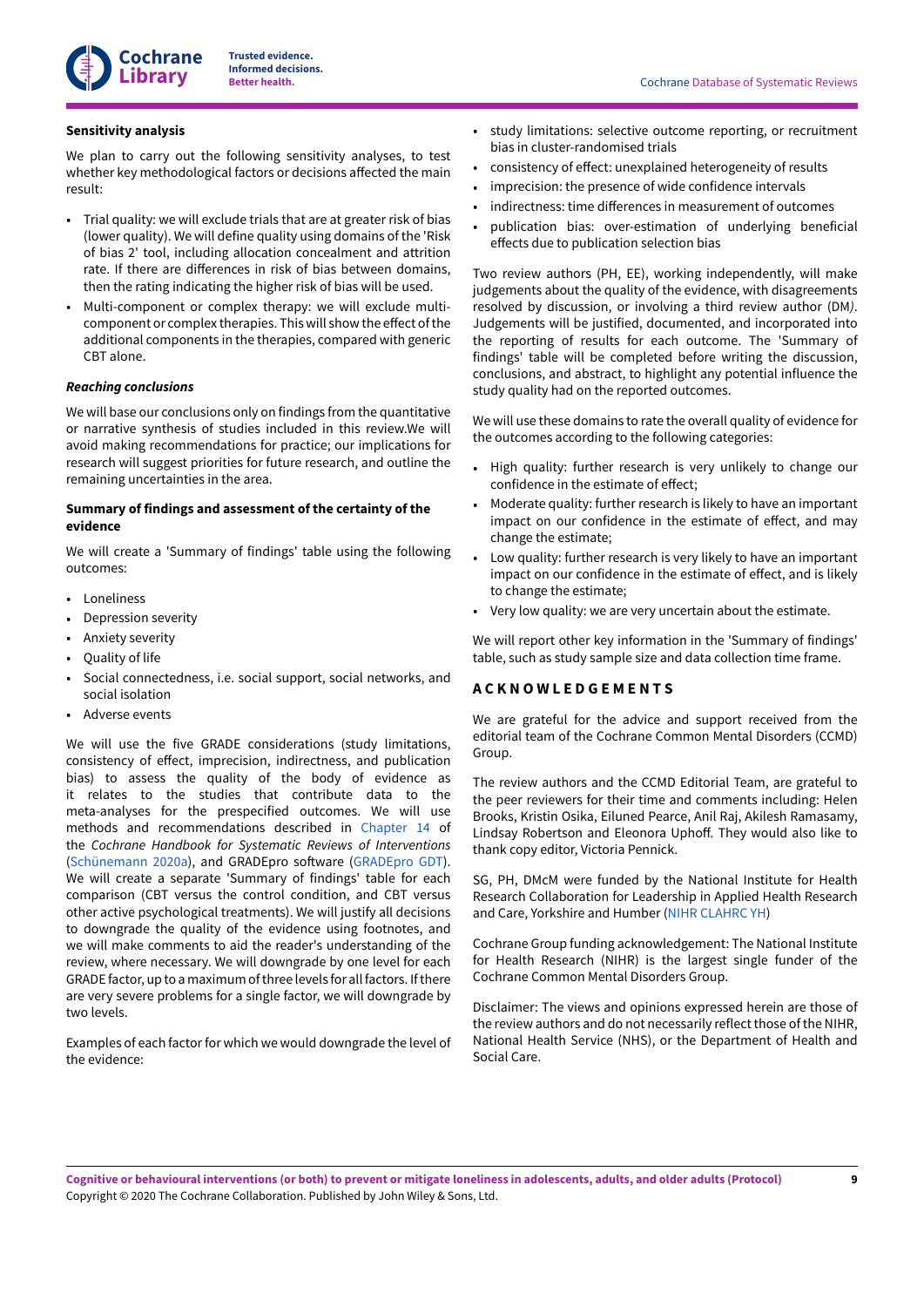#### Sensitivity analysis

We plan to carry out the following sensitivity analyses, to test whether key methodological factors or decisions affected the main result:

- Trial quality: we will exclude trials that are at greater risk of bias (lower quality). We will define quality using domains of the 'Risk of bias 2' tool, including allocation concealment and attrition rate. If there are differences in risk of bias between domains, then the rating indicating the higher risk of bias will be used.
- Multi-component or complex therapy: we will exclude multi-component or complex therapies. This will show the effect of the additional components in the therapies, compared with generic CBT alone.

#### *Reaching conclusions*

We will base our conclusions only on findings from the quantitative or narrative synthesis of studies included in this review.We will avoid making recommendations for practice; our implications for research will suggest priorities for future research, and outline the remaining uncertainties in the area.

### Summary of findings and assessment of the certainty of the evidence

We will create a 'Summary of findings' table using the following outcomes:

- Loneliness
- Depression severity
- Anxiety severity
- Quality of life
- Social connectedness, i.e. social support, social networks, and social isolation
- Adverse events

We will use the five GRADE considerations (study limitations, consistency of effect, imprecision, indirectness, and publication bias) to assess the quality of the body of evidence as it relates to the studies that contribute data to the meta-analyses for the prespecified outcomes. We will use methods and recommendations described in Chapter 14 of the *Cochrane Handbook for Systematic Reviews of Interventions* (Schünemann 2020a), and GRADEpro software (GRADEpro GDT). We will create a separate 'Summary of findings' table for each comparison (CBT versus the control condition, and CBT versus other active psychological treatments). We will justify all decisions to downgrade the quality of the evidence using footnotes, and we will make comments to aid the reader's understanding of the review, where necessary. We will downgrade by one level for each GRADE factor, up to a maximum of three levels for all factors. If there are very severe problems for a single factor, we will downgrade by two levels.

Examples of each factor for which we would downgrade the level of the evidence:

- study limitations: selective outcome reporting, or recruitment bias in cluster-randomised trials
- consistency of effect: unexplained heterogeneity of results
- imprecision: the presence of wide confidence intervals
- indirectness: time differences in measurement of outcomes
- publication bias: over-estimation of underlying beneficial effects due to publication selection bias

Two review authors (PH, EE), working independently, will make judgements about the quality of the evidence, with disagreements resolved by discussion, or involving a third review author (DM*)*. Judgements will be justified, documented, and incorporated into the reporting of results for each outcome. The 'Summary of findings' table will be completed before writing the discussion, conclusions, and abstract, to highlight any potential influence the study quality had on the reported outcomes.

We will use these domains to rate the overall quality of evidence for the outcomes according to the following categories:

- High quality: further research is very unlikely to change our confidence in the estimate of effect;
- Moderate quality: further research is likely to have an important impact on our confidence in the estimate of effect, and may change the estimate;
- Low quality: further research is very likely to have an important impact on our confidence in the estimate of effect, and is likely to change the estimate;
- Very low quality: we are very uncertain about the estimate.

We will report other key information in the 'Summary of findings' table, such as study sample size and data collection time frame.

## ACKNOWLEDGEMENTS

We are grateful for the advice and support received from the editorial team of the Cochrane Common Mental Disorders (CCMD) Group.

The review authors and the CCMD Editorial Team, are grateful to the peer reviewers for their time and comments including: Helen Brooks, Kristin Osika, Eiluned Pearce, Anil Raj, Akilesh Ramasamy, Lindsay Robertson and Eleonora Uphoff. They would also like to thank copy editor, Victoria Pennick.

SG, PH, DMcM were funded by the National Institute for Health Research Collaboration for Leadership in Applied Health Research and Care, Yorkshire and Humber (NIHR CLAHRC YH)

Cochrane Group funding acknowledgement: The National Institute for Health Research (NIHR) is the largest single funder of the Cochrane Common Mental Disorders Group.

Disclaimer: The views and opinions expressed herein are those of the review authors and do not necessarily reflect those of the NIHR, National Health Service (NHS), or the Department of Health and Social Care.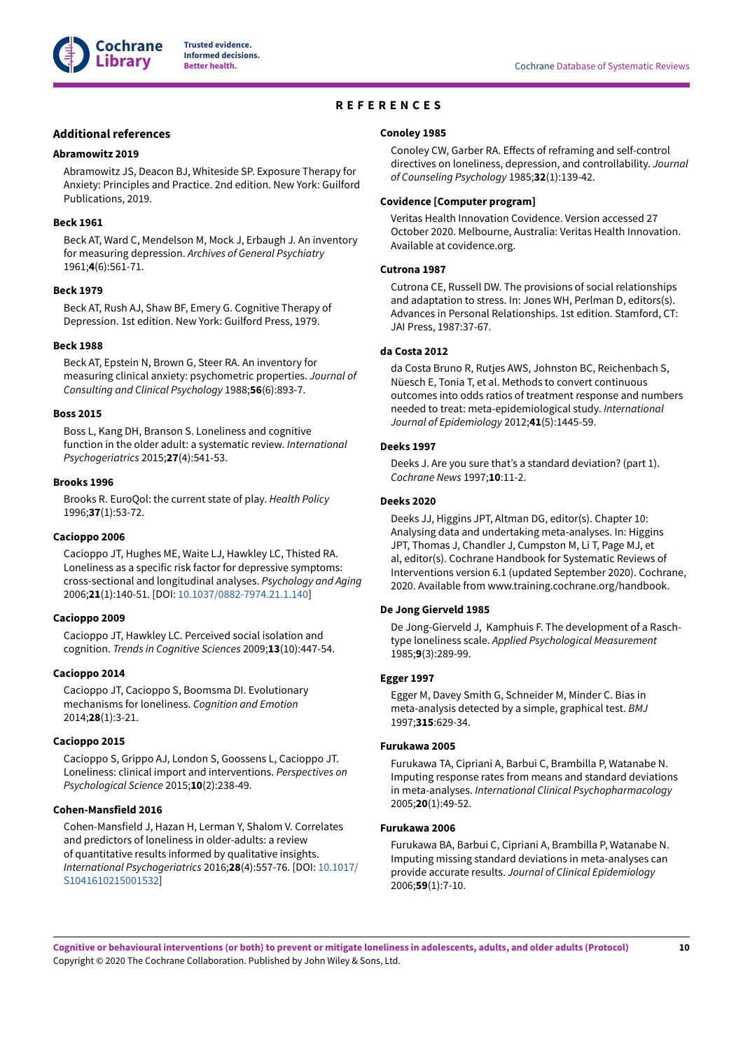# REFERENCES

## Additional references

### Abramowitz 2019

Abramowitz JS, Deacon BJ, Whiteside SP. Exposure Therapy for Anxiety: Principles and Practice. 2nd edition. New York: Guilford Publications, 2019.

### Beck 1961

Beck AT, Ward C, Mendelson M, Mock J, Erbaugh J. An inventory for measuring depression. *Archives of General Psychiatry* 1961;**4**(6):561-71.

### Beck 1979

Beck AT, Rush AJ, Shaw BF, Emery G. Cognitive Therapy of Depression. 1st edition. New York: Guilford Press, 1979.

### Beck 1988

Beck AT, Epstein N, Brown G, Steer RA. An inventory for measuring clinical anxiety: psychometric properties. *Journal of Consulting and Clinical Psychology* 1988;**56**(6):893-7.

### Boss 2015

Boss L, Kang DH, Branson S. Loneliness and cognitive function in the older adult: a systematic review. *International Psychogeriatrics* 2015;**27**(4):541-53.

### Brooks 1996

Brooks R. EuroQol: the current state of play. *Health Policy* 1996;**37**(1):53-72.

### Cacioppo 2006

Cacioppo JT, Hughes ME, Waite LJ, Hawkley LC, Thisted RA. Loneliness as a specific risk factor for depressive symptoms: cross-sectional and longitudinal analyses. *Psychology and Aging* 2006;**21**(1):140-51. [DOI: 10.1037/0882-7974.21.1.140]

### Cacioppo 2009

Cacioppo JT, Hawkley LC. Perceived social isolation and cognition. *Trends in Cognitive Sciences* 2009;**13**(10):447-54.

### Cacioppo 2014

Cacioppo JT, Cacioppo S, Boomsma DI. Evolutionary mechanisms for loneliness. *Cognition and Emotion* 2014;**28**(1):3-21.

### Cacioppo 2015

Cacioppo S, Grippo AJ, London S, Goossens L, Cacioppo JT. Loneliness: clinical import and interventions. *Perspectives on Psychological Science* 2015;**10**(2):238-49.

### Cohen-Mansfield 2016

Cohen-Mansfield J, Hazan H, Lerman Y, Shalom V. Correlates and predictors of loneliness in older-adults: a review of quantitative results informed by qualitative insights. *International Psychogeriatrics* 2016;**28**(4):557-76. [DOI: 10.1017/S1041610215001532]

### Conoley 1985

Conoley CW, Garber RA. Effects of reframing and self-control directives on loneliness, depression, and controllability. *Journal of Counseling Psychology* 1985;**32**(1):139-42.

### Covidence [Computer program]

Veritas Health Innovation Covidence. Version accessed 27 October 2020. Melbourne, Australia: Veritas Health Innovation. Available at covidence.org.

### Cutrona 1987

Cutrona CE, Russell DW. The provisions of social relationships and adaptation to stress. In: Jones WH, Perlman D, editors(s). Advances in Personal Relationships. 1st edition. Stamford, CT: JAI Press, 1987:37-67.

### da Costa 2012

da Costa Bruno R, Rutjes AWS, Johnston BC, Reichenbach S, Nüesch E, Tonia T, et al. Methods to convert continuous outcomes into odds ratios of treatment response and numbers needed to treat: meta-epidemiological study. *International Journal of Epidemiology* 2012;**41**(5):1445-59.

### Deeks 1997

Deeks J. Are you sure that's a standard deviation? (part 1). *Cochrane News* 1997;**10**:11-2.

### Deeks 2020

Deeks JJ, Higgins JPT, Altman DG, editor(s). Chapter 10: Analysing data and undertaking meta-analyses. In: Higgins JPT, Thomas J, Chandler J, Cumpston M, Li T, Page MJ, et al, editor(s). Cochrane Handbook for Systematic Reviews of Interventions version 6.1 (updated September 2020). Cochrane, 2020. Available from www.training.cochrane.org/handbook.

### De Jong Gierveld 1985

De Jong-Gierveld J, Kamphuis F. The development of a Rasch-type loneliness scale. *Applied Psychological Measurement* 1985;**9**(3):289-99.

### Egger 1997

Egger M, Davey Smith G, Schneider M, Minder C. Bias in meta-analysis detected by a simple, graphical test. *BMJ* 1997;**315**:629-34.

### Furukawa 2005

Furukawa TA, Cipriani A, Barbui C, Brambilla P, Watanabe N. Imputing response rates from means and standard deviations in meta-analyses. *International Clinical Psychopharmacology* 2005;**20**(1):49-52.

### Furukawa 2006

Furukawa BA, Barbui C, Cipriani A, Brambilla P, Watanabe N. Imputing missing standard deviations in meta-analyses can provide accurate results. *Journal of Clinical Epidemiology* 2006;**59**(1):7-10.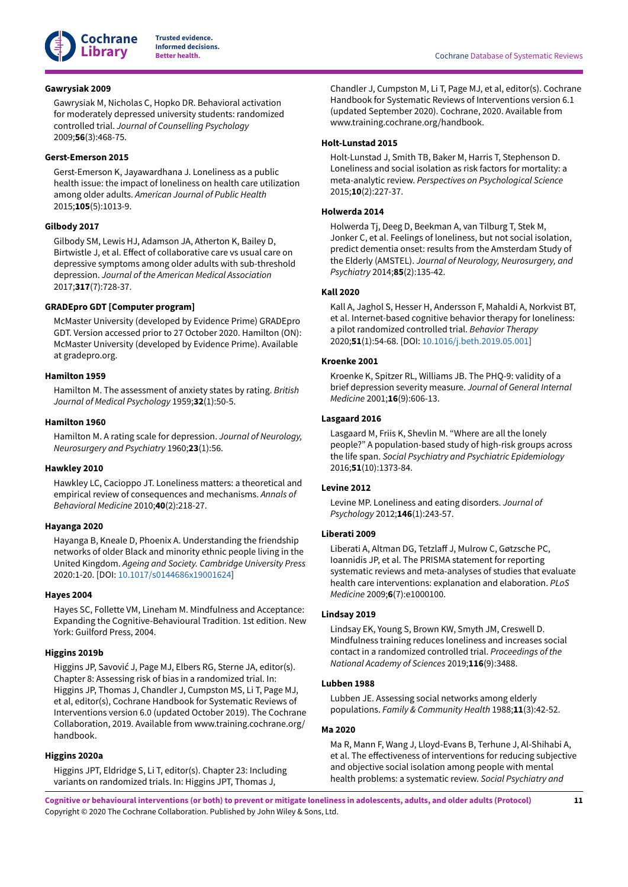**Gawrysiak 2009**

Gawrysiak M, Nicholas C, Hopko DR. Behavioral activation for moderately depressed university students: randomized controlled trial. *Journal of Counselling Psychology* 2009;**56**(3):468-75.

**Gerst-Emerson 2015**

Gerst-Emerson K, Jayawardhana J. Loneliness as a public health issue: the impact of loneliness on health care utilization among older adults. *American Journal of Public Health* 2015;**105**(5):1013-9.

**Gilbody 2017**

Gilbody SM, Lewis HJ, Adamson JA, Atherton K, Bailey D, Birtwistle J, et al. Effect of collaborative care vs usual care on depressive symptoms among older adults with sub-threshold depression. *Journal of the American Medical Association* 2017;**317**(7):728-37.

**GRADEpro GDT [Computer program]**

McMaster University (developed by Evidence Prime) GRADEpro GDT. Version accessed prior to 27 October 2020. Hamilton (ON): McMaster University (developed by Evidence Prime). Available at gradepro.org.

**Hamilton 1959**

Hamilton M. The assessment of anxiety states by rating. *British Journal of Medical Psychology* 1959;**32**(1):50-5.

**Hamilton 1960**

Hamilton M. A rating scale for depression. *Journal of Neurology, Neurosurgery and Psychiatry* 1960;**23**(1):56.

**Hawkley 2010**

Hawkley LC, Cacioppo JT. Loneliness matters: a theoretical and empirical review of consequences and mechanisms. *Annals of Behavioral Medicine* 2010;**40**(2):218-27.

**Hayanga 2020**

Hayanga B, Kneale D, Phoenix A. Understanding the friendship networks of older Black and minority ethnic people living in the United Kingdom. *Ageing and Society. Cambridge University Press* 2020:1-20. [DOI: 10.1017/s0144686x19001624]

**Hayes 2004**

Hayes SC, Follette VM, Lineham M. Mindfulness and Acceptance: Expanding the Cognitive-Behavioural Tradition. 1st edition. New York: Guilford Press, 2004.

**Higgins 2019b**

Higgins JP, Savović J, Page MJ, Elbers RG, Sterne JA, editor(s). Chapter 8: Assessing risk of bias in a randomized trial. In: Higgins JP, Thomas J, Chandler J, Cumpston MS, Li T, Page MJ, et al, editor(s), Cochrane Handbook for Systematic Reviews of Interventions version 6.0 (updated October 2019). The Cochrane Collaboration, 2019. Available from www.training.cochrane.org/handbook.

**Higgins 2020a**

Higgins JPT, Eldridge S, Li T, editor(s). Chapter 23: Including variants on randomized trials. In: Higgins JPT, Thomas J, Chandler J, Cumpston M, Li T, Page MJ, et al, editor(s). Cochrane Handbook for Systematic Reviews of Interventions version 6.1 (updated September 2020). Cochrane, 2020. Available from www.training.cochrane.org/handbook.

**Holt-Lunstad 2015**

Holt-Lunstad J, Smith TB, Baker M, Harris T, Stephenson D. Loneliness and social isolation as risk factors for mortality: a meta-analytic review. *Perspectives on Psychological Science* 2015;**10**(2):227-37.

**Holwerda 2014**

Holwerda Tj, Deeg D, Beekman A, van Tilburg T, Stek M, Jonker C, et al. Feelings of loneliness, but not social isolation, predict dementia onset: results from the Amsterdam Study of the Elderly (AMSTEL). *Journal of Neurology, Neurosurgery, and Psychiatry* 2014;**85**(2):135-42.

**Kall 2020**

Kall A, Jaghol S, Hesser H, Andersson F, Mahaldi A, Norkvist BT, et al. Internet-based cognitive behavior therapy for loneliness: a pilot randomized controlled trial. *Behavior Therapy* 2020;**51**(1):54-68. [DOI: 10.1016/j.beth.2019.05.001]

**Kroenke 2001**

Kroenke K, Spitzer RL, Williams JB. The PHQ-9: validity of a brief depression severity measure. *Journal of General Internal Medicine* 2001;**16**(9):606-13.

**Lasgaard 2016**

Lasgaard M, Friis K, Shevlin M. "Where are all the lonely people?" A population-based study of high-risk groups across the life span. *Social Psychiatry and Psychiatric Epidemiology* 2016;**51**(10):1373-84.

**Levine 2012**

Levine MP. Loneliness and eating disorders. *Journal of Psychology* 2012;**146**(1):243-57.

**Liberati 2009**

Liberati A, Altman DG, Tetzlaff J, Mulrow C, Gøtzsche PC, Ioannidis JP, et al. The PRISMA statement for reporting systematic reviews and meta-analyses of studies that evaluate health care interventions: explanation and elaboration. *PLoS Medicine* 2009;**6**(7):e1000100.

**Lindsay 2019**

Lindsay EK, Young S, Brown KW, Smyth JM, Creswell D. Mindfulness training reduces loneliness and increases social contact in a randomized controlled trial. *Proceedings of the National Academy of Sciences* 2019;**116**(9):3488.

**Lubben 1988**

Lubben JE. Assessing social networks among elderly populations. *Family & Community Health* 1988;**11**(3):42-52.

**Ma 2020**

Ma R, Mann F, Wang J, Lloyd-Evans B, Terhune J, Al-Shihabi A, et al. The effectiveness of interventions for reducing subjective and objective social isolation among people with mental health problems: a systematic review. *Social Psychiatry and*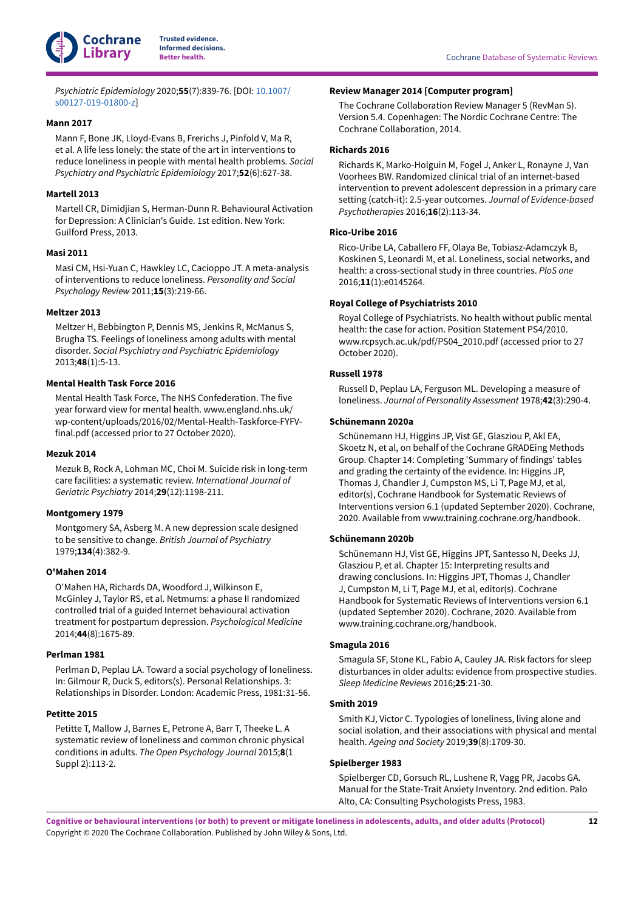*Psychiatric Epidemiology* 2020;**55**(7):839-76. [DOI: 10.1007/s00127-019-01800-z]

**Mann 2017**

Mann F, Bone JK, Lloyd-Evans B, Frerichs J, Pinfold V, Ma R, et al. A life less lonely: the state of the art in interventions to reduce loneliness in people with mental health problems. *Social Psychiatry and Psychiatric Epidemiology* 2017;**52**(6):627-38.

**Martell 2013**

Martell CR, Dimidjian S, Herman-Dunn R. Behavioural Activation for Depression: A Clinician's Guide. 1st edition. New York: Guilford Press, 2013.

**Masi 2011**

Masi CM, Hsi-Yuan C, Hawkley LC, Cacioppo JT. A meta-analysis of interventions to reduce loneliness. *Personality and Social Psychology Review* 2011;**15**(3):219-66.

**Meltzer 2013**

Meltzer H, Bebbington P, Dennis MS, Jenkins R, McManus S, Brugha TS. Feelings of loneliness among adults with mental disorder. *Social Psychiatry and Psychiatric Epidemiology* 2013;**48**(1):5-13.

**Mental Health Task Force 2016**

Mental Health Task Force, The NHS Confederation. The five year forward view for mental health. www.england.nhs.uk/wp-content/uploads/2016/02/Mental-Health-Taskforce-FYFV-final.pdf (accessed prior to 27 October 2020).

**Mezuk 2014**

Mezuk B, Rock A, Lohman MC, Choi M. Suicide risk in long-term care facilities: a systematic review. *International Journal of Geriatric Psychiatry* 2014;**29**(12):1198-211.

**Montgomery 1979**

Montgomery SA, Asberg M. A new depression scale designed to be sensitive to change. *British Journal of Psychiatry* 1979;**134**(4):382-9.

**O'Mahen 2014**

O'Mahen HA, Richards DA, Woodford J, Wilkinson E, McGinley J, Taylor RS, et al. Netmums: a phase II randomized controlled trial of a guided Internet behavioural activation treatment for postpartum depression. *Psychological Medicine* 2014;**44**(8):1675-89.

**Perlman 1981**

Perlman D, Peplau LA. Toward a social psychology of loneliness. In: Gilmour R, Duck S, editors(s). Personal Relationships. 3: Relationships in Disorder. London: Academic Press, 1981:31-56.

**Petitte 2015**

Petitte T, Mallow J, Barnes E, Petrone A, Barr T, Theeke L. A systematic review of loneliness and common chronic physical conditions in adults. *The Open Psychology Journal* 2015;**8**(1 Suppl 2):113-2.

**Review Manager 2014 [Computer program]**

The Cochrane Collaboration Review Manager 5 (RevMan 5). Version 5.4. Copenhagen: The Nordic Cochrane Centre: The Cochrane Collaboration, 2014.

**Richards 2016**

Richards K, Marko-Holguin M, Fogel J, Anker L, Ronayne J, Van Voorhees BW. Randomized clinical trial of an internet-based intervention to prevent adolescent depression in a primary care setting (catch-it): 2.5-year outcomes. *Journal of Evidence-based Psychotherapies* 2016;**16**(2):113-34.

**Rico-Uribe 2016**

Rico-Uribe LA, Caballero FF, Olaya Be, Tobiasz-Adamczyk B, Koskinen S, Leonardi M, et al. Loneliness, social networks, and health: a cross-sectional study in three countries. *PloS one* 2016;**11**(1):e0145264.

**Royal College of Psychiatrists 2010**

Royal College of Psychiatrists. No health without public mental health: the case for action. Position Statement PS4/2010. www.rcpsych.ac.uk/pdf/PS04_2010.pdf (accessed prior to 27 October 2020).

**Russell 1978**

Russell D, Peplau LA, Ferguson ML. Developing a measure of loneliness. *Journal of Personality Assessment* 1978;**42**(3):290-4.

**Schünemann 2020a**

Schünemann HJ, Higgins JP, Vist GE, Glasziou P, Akl EA, Skoetz N, et al, on behalf of the Cochrane GRADEing Methods Group. Chapter 14: Completing 'Summary of findings' tables and grading the certainty of the evidence. In: Higgins JP, Thomas J, Chandler J, Cumpston MS, Li T, Page MJ, et al, editor(s), Cochrane Handbook for Systematic Reviews of Interventions version 6.1 (updated September 2020). Cochrane, 2020. Available from www.training.cochrane.org/handbook.

**Schünemann 2020b**

Schünemann HJ, Vist GE, Higgins JPT, Santesso N, Deeks JJ, Glasziou P, et al. Chapter 15: Interpreting results and drawing conclusions. In: Higgins JPT, Thomas J, Chandler J, Cumpston M, Li T, Page MJ, et al, editor(s). Cochrane Handbook for Systematic Reviews of Interventions version 6.1 (updated September 2020). Cochrane, 2020. Available from www.training.cochrane.org/handbook.

**Smagula 2016**

Smagula SF, Stone KL, Fabio A, Cauley JA. Risk factors for sleep disturbances in older adults: evidence from prospective studies. *Sleep Medicine Reviews* 2016;**25**:21-30.

**Smith 2019**

Smith KJ, Victor C. Typologies of loneliness, living alone and social isolation, and their associations with physical and mental health. *Ageing and Society* 2019;**39**(8):1709-30.

**Spielberger 1983**

Spielberger CD, Gorsuch RL, Lushene R, Vagg PR, Jacobs GA. Manual for the State-Trait Anxiety Inventory. 2nd edition. Palo Alto, CA: Consulting Psychologists Press, 1983.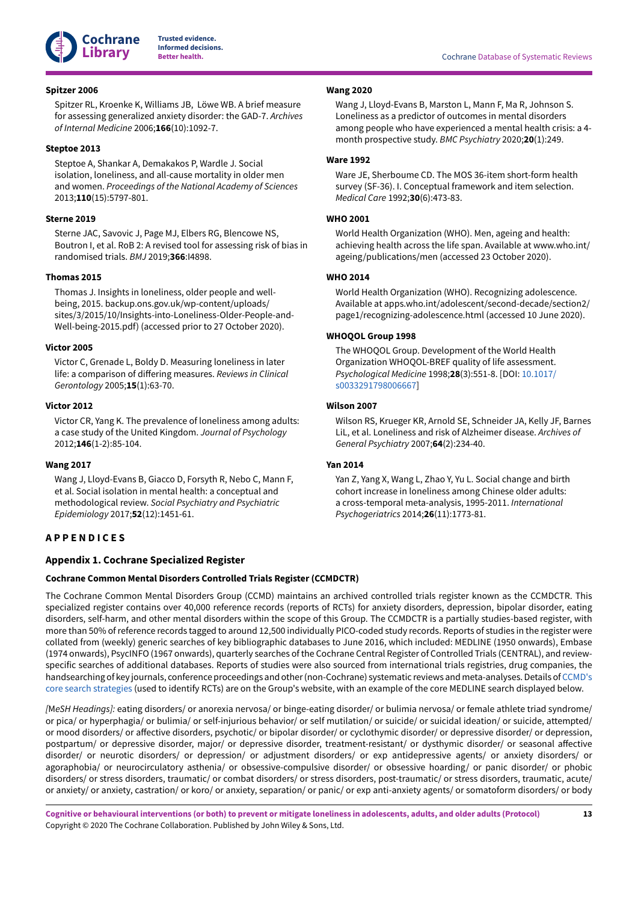**Spitzer 2006**

Spitzer RL, Kroenke K, Williams JB, Löwe WB. A brief measure for assessing generalized anxiety disorder: the GAD-7. *Archives of Internal Medicine* 2006;**166**(10):1092-7.

**Steptoe 2013**

Steptoe A, Shankar A, Demakakos P, Wardle J. Social isolation, loneliness, and all-cause mortality in older men and women. *Proceedings of the National Academy of Sciences* 2013;**110**(15):5797-801.

**Sterne 2019**

Sterne JAC, Savovic J, Page MJ, Elbers RG, Blencowe NS, Boutron I, et al. RoB 2: A revised tool for assessing risk of bias in randomised trials. *BMJ* 2019;**366**:l4898.

**Thomas 2015**

Thomas J. Insights in loneliness, older people and well-being, 2015. backup.ons.gov.uk/wp-content/uploads/sites/3/2015/10/Insights-into-Loneliness-Older-People-and-Well-being-2015.pdf) (accessed prior to 27 October 2020).

**Victor 2005**

Victor C, Grenade L, Boldy D. Measuring loneliness in later life: a comparison of differing measures. *Reviews in Clinical Gerontology* 2005;**15**(1):63-70.

**Victor 2012**

Victor CR, Yang K. The prevalence of loneliness among adults: a case study of the United Kingdom. *Journal of Psychology* 2012;**146**(1-2):85-104.

**Wang 2017**

Wang J, Lloyd-Evans B, Giacco D, Forsyth R, Nebo C, Mann F, et al. Social isolation in mental health: a conceptual and methodological review. *Social Psychiatry and Psychiatric Epidemiology* 2017;**52**(12):1451-61.

**Wang 2020**

Wang J, Lloyd-Evans B, Marston L, Mann F, Ma R, Johnson S. Loneliness as a predictor of outcomes in mental disorders among people who have experienced a mental health crisis: a 4-month prospective study. *BMC Psychiatry* 2020;**20**(1):249.

**Ware 1992**

Ware JE, Sherboume CD. The MOS 36-item short-form health survey (SF-36). I. Conceptual framework and item selection. *Medical Care* 1992;**30**(6):473-83.

**WHO 2001**

World Health Organization (WHO). Men, ageing and health: achieving health across the life span. Available at www.who.int/ageing/publications/men (accessed 23 October 2020).

**WHO 2014**

World Health Organization (WHO). Recognizing adolescence. Available at apps.who.int/adolescent/second-decade/section2/page1/recognizing-adolescence.html (accessed 10 June 2020).

**WHOQOL Group 1998**

The WHOQOL Group. Development of the World Health Organization WHOQOL-BREF quality of life assessment. *Psychological Medicine* 1998;**28**(3):551-8. [DOI: 10.1017/s0033291798006667]

**Wilson 2007**

Wilson RS, Krueger KR, Arnold SE, Schneider JA, Kelly JF, Barnes LiL, et al. Loneliness and risk of Alzheimer disease. *Archives of General Psychiatry* 2007;**64**(2):234-40.

**Yan 2014**

Yan Z, Yang X, Wang L, Zhao Y, Yu L. Social change and birth cohort increase in loneliness among Chinese older adults: a cross-temporal meta-analysis, 1995-2011. *International Psychogeriatrics* 2014;**26**(11):1773-81.

# APPENDICES

## Appendix 1. Cochrane Specialized Register

### Cochrane Common Mental Disorders Controlled Trials Register (CCMDCTR)

The Cochrane Common Mental Disorders Group (CCMD) maintains an archived controlled trials register known as the CCMDCTR. This specialized register contains over 40,000 reference records (reports of RCTs) for anxiety disorders, depression, bipolar disorder, eating disorders, self-harm, and other mental disorders within the scope of this Group. The CCMDCTR is a partially studies-based register, with more than 50% of reference records tagged to around 12,500 individually PICO-coded study records. Reports of studies in the register were collated from (weekly) generic searches of key bibliographic databases to June 2016, which included: MEDLINE (1950 onwards), Embase (1974 onwards), PsycINFO (1967 onwards), quarterly searches of the Cochrane Central Register of Controlled Trials (CENTRAL), and review-specific searches of additional databases. Reports of studies were also sourced from international trials registries, drug companies, the handsearching of key journals, conference proceedings and other (non-Cochrane) systematic reviews and meta-analyses. Details of CCMD's core search strategies (used to identify RCTs) are on the Group's website, with an example of the core MEDLINE search displayed below.

*[MeSH Headings]:* eating disorders/ or anorexia nervosa/ or binge-eating disorder/ or bulimia nervosa/ or female athlete triad syndrome/ or pica/ or hyperphagia/ or bulimia/ or self-injurious behavior/ or self mutilation/ or suicide/ or suicidal ideation/ or suicide, attempted/ or mood disorders/ or affective disorders, psychotic/ or bipolar disorder/ or cyclothymic disorder/ or depressive disorder/ or depression, postpartum/ or depressive disorder, major/ or depressive disorder, treatment-resistant/ or dysthymic disorder/ or seasonal affective disorder/ or neurotic disorders/ or depression/ or adjustment disorders/ or exp antidepressive agents/ or anxiety disorders/ or agoraphobia/ or neurocirculatory asthenia/ or obsessive-compulsive disorder/ or obsessive hoarding/ or panic disorder/ or phobic disorders/ or stress disorders, traumatic/ or combat disorders/ or stress disorders, post-traumatic/ or stress disorders, traumatic, acute/ or anxiety/ or anxiety, castration/ or koro/ or anxiety, separation/ or panic/ or exp anti-anxiety agents/ or somatoform disorders/ or body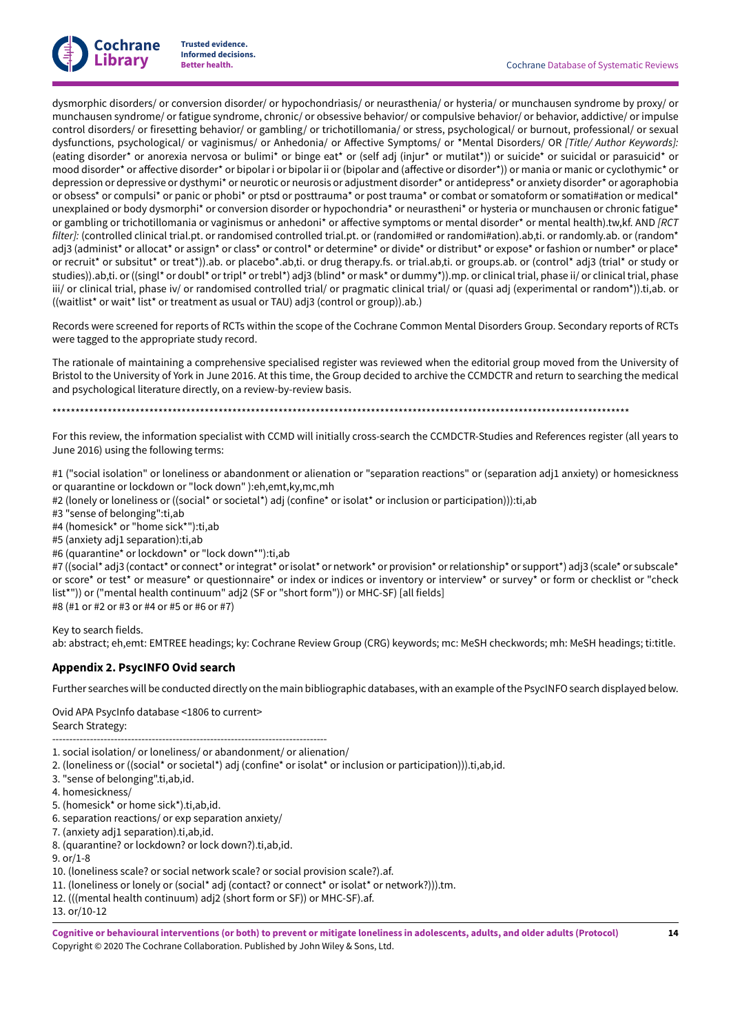dysmorphic disorders/ or conversion disorder/ or hypochondriasis/ or neurasthenia/ or hysteria/ or munchausen syndrome by proxy/ or munchausen syndrome/ or fatigue syndrome, chronic/ or obsessive behavior/ or compulsive behavior/ or behavior, addictive/ or impulse control disorders/ or firesetting behavior/ or gambling/ or trichotillomania/ or stress, psychological/ or burnout, professional/ or sexual dysfunctions, psychological/ or vaginismus/ or Anhedonia/ or Affective Symptoms/ or *Mental Disorders/ OR *[Title/ Author Keywords]:* (eating disorder* or anorexia nervosa or bulimi* or binge eat* or (self adj (injur* or mutilat*)) or suicide* or suicidal or parasuicid* or mood disorder* or affective disorder* or bipolar i or bipolar ii or (bipolar and (affective or disorder*)) or mania or manic or cyclothymic* or depression or depressive or dysthymi* or neurotic or neurosis or adjustment disorder* or antidepress* or anxiety disorder* or agoraphobia or obsess* or compulsi* or panic or phobi* or ptsd or posttrauma* or post trauma* or combat or somatoform or somati#ation or medical* unexplained or body dysmorphi* or conversion disorder or hypochondria* or neurastheni* or hysteria or munchausen or chronic fatigue* or gambling or trichotillomania or vaginismus or anhedoni* or affective symptoms or mental disorder* or mental health).tw,kf. AND *[RCT filter]:* (controlled clinical trial.pt. or randomised controlled trial.pt. or (randomi#ed or randomi#ation).ab,ti. or randomly.ab. or (random* adj3 (administ* or allocat* or assign* or class* or control* or determine* or divide* or distribut* or expose* or fashion or number* or place* or recruit* or subsitut* or treat*)).ab. or placebo*.ab,ti. or drug therapy.fs. or trial.ab,ti. or groups.ab. or (control* adj3 (trial* or study or studies)).ab,ti. or ((singl* or doubl* or tripl* or trebl*) adj3 (blind* or mask* or dummy*)).mp. or clinical trial, phase ii/ or clinical trial, phase iii/ or clinical trial, phase iv/ or randomised controlled trial/ or pragmatic clinical trial/ or (quasi adj (experimental or random*)).ti,ab. or ((waitlist* or wait* list* or treatment as usual or TAU) adj3 (control or group)).ab.)

Records were screened for reports of RCTs within the scope of the Cochrane Common Mental Disorders Group. Secondary reports of RCTs were tagged to the appropriate study record.

The rationale of maintaining a comprehensive specialised register was reviewed when the editorial group moved from the University of Bristol to the University of York in June 2016. At this time, the Group decided to archive the CCMDCTR and return to searching the medical and psychological literature directly, on a review-by-review basis.

*****************************************************************************************************************************

For this review, the information specialist with CCMD will initially cross-search the CCMDCTR-Studies and References register (all years to June 2016) using the following terms:

#1 ("social isolation" or loneliness or abandonment or alienation or "separation reactions" or (separation adj1 anxiety) or homesickness or quarantine or lockdown or "lock down" ):eh,emt,ky,mc,mh
#2 (lonely or loneliness or ((social* or societal*) adj (confine* or isolat* or inclusion or participation))):ti,ab
#3 "sense of belonging":ti,ab
#4 (homesick* or "home sick*"):ti,ab
#5 (anxiety adj1 separation):ti,ab
#6 (quarantine* or lockdown* or "lock down*"):ti,ab
#7 ((social* adj3 (contact* or connect* or integrat* or isolat* or network* or provision* or relationship* or support*) adj3 (scale* or subscale* or score* or test* or measure* or questionnaire* or index or indices or inventory or interview* or survey* or form or checklist or "check list*")) or ("mental health continuum" adj2 (SF or "short form")) or MHC-SF) [all fields]
#8 (#1 or #2 or #3 or #4 or #5 or #6 or #7)

Key to search fields.
ab: abstract; eh,emt: EMTREE headings; ky: Cochrane Review Group (CRG) keywords; mc: MeSH checkwords; mh: MeSH headings; ti:title.

### Appendix 2. PsycINFO Ovid search

Further searches will be conducted directly on the main bibliographic databases, with an example of the PsycINFO search displayed below.

Ovid APA PsycInfo database <1806 to current>
Search Strategy:

--------------------------------------------------------------------------------

1. social isolation/ or loneliness/ or abandonment/ or alienation/
2. (loneliness or ((social* or societal*) adj (confine* or isolat* or inclusion or participation))).ti,ab,id.
3. "sense of belonging".ti,ab,id.
4. homesickness/
5. (homesick* or home sick*).ti,ab,id.
6. separation reactions/ or exp separation anxiety/
7. (anxiety adj1 separation).ti,ab,id.
8. (quarantine? or lockdown? or lock down?).ti,ab,id.
9. or/1-8
10. (loneliness scale? or social network scale? or social provision scale?).af.
11. (loneliness or lonely or (social* adj (contact? or connect* or isolat* or network?))).tm.
12. (((mental health continuum) adj2 (short form or SF)) or MHC-SF).af.
13. or/10-12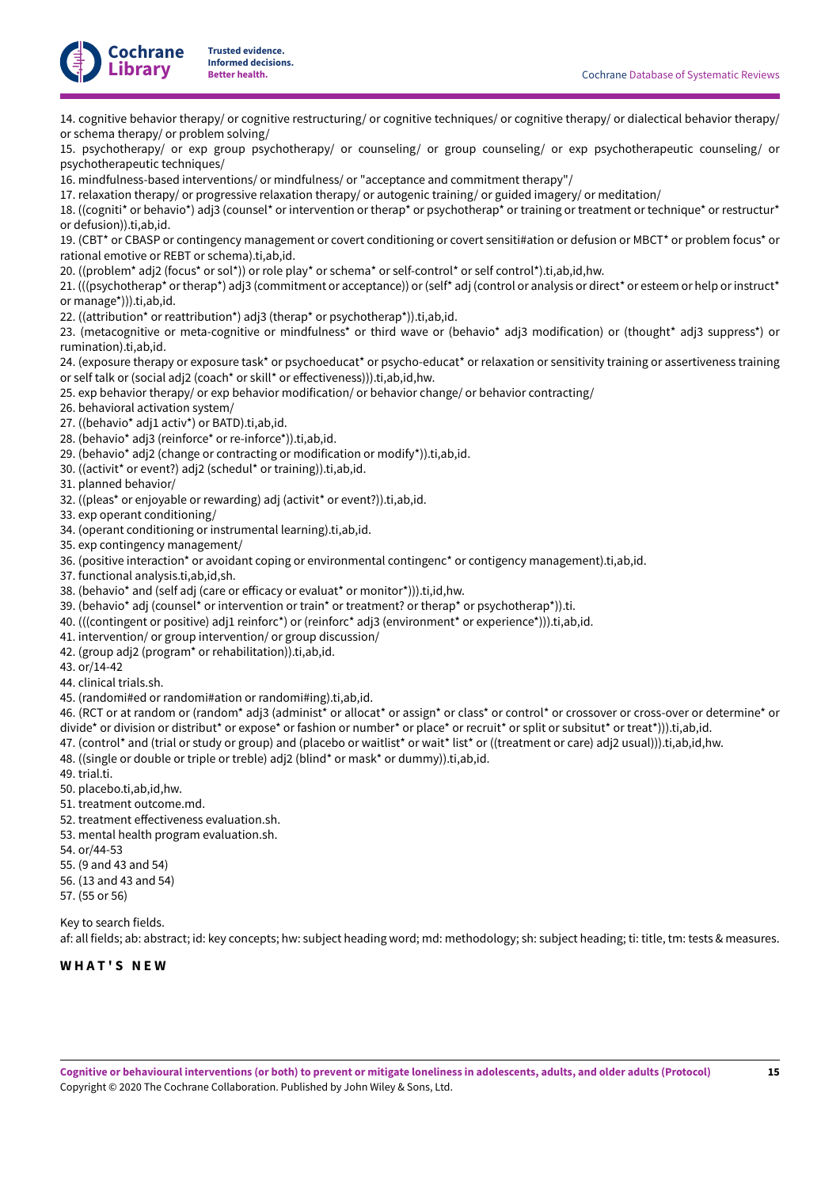14. cognitive behavior therapy/ or cognitive restructuring/ or cognitive techniques/ or cognitive therapy/ or dialectical behavior therapy/ or schema therapy/ or problem solving/

15. psychotherapy/ or exp group psychotherapy/ or counseling/ or group counseling/ or exp psychotherapeutic counseling/ or psychotherapeutic techniques/

16. mindfulness-based interventions/ or mindfulness/ or "acceptance and commitment therapy"/

17. relaxation therapy/ or progressive relaxation therapy/ or autogenic training/ or guided imagery/ or meditation/

18. ((cogniti* or behavio*) adj3 (counsel* or intervention or therap* or psychotherap* or training or treatment or technique* or restructur* or defusion)).ti,ab,id.

19. (CBT* or CBASP or contingency management or covert conditioning or covert sensiti#ation or defusion or MBCT* or problem focus* or rational emotive or REBT or schema).ti,ab,id.

20. ((problem* adj2 (focus* or sol*)) or role play* or schema* or self-control* or self control*).ti,ab,id,hw.

21. (((psychotherap* or therap*) adj3 (commitment or acceptance)) or (self* adj (control or analysis or direct* or esteem or help or instruct* or manage*))).ti,ab,id.

22. ((attribution* or reattribution*) adj3 (therap* or psychotherap*)).ti,ab,id.

23. (metacognitive or meta-cognitive or mindfulness* or third wave or (behavio* adj3 modification) or (thought* adj3 suppress*) or rumination).ti,ab,id.

24. (exposure therapy or exposure task* or psychoeducat* or psycho-educat* or relaxation or sensitivity training or assertiveness training or self talk or (social adj2 (coach* or skill* or effectiveness))).ti,ab,id,hw.

25. exp behavior therapy/ or exp behavior modification/ or behavior change/ or behavior contracting/

26. behavioral activation system/

27. ((behavio* adj1 activ*) or BATD).ti,ab,id.

28. (behavio* adj3 (reinforce* or re-inforce*)).ti,ab,id.

29. (behavio* adj2 (change or contracting or modification or modify*)).ti,ab,id.

30. ((activit* or event?) adj2 (schedul* or training)).ti,ab,id.

31. planned behavior/

32. ((pleas* or enjoyable or rewarding) adj (activit* or event?)).ti,ab,id.

33. exp operant conditioning/

34. (operant conditioning or instrumental learning).ti,ab,id.

35. exp contingency management/

36. (positive interaction* or avoidant coping or environmental contingenc* or contigency management).ti,ab,id.

37. functional analysis.ti,ab,id,sh.

38. (behavio* and (self adj (care or efficacy or evaluat* or monitor*))).ti,id,hw.

39. (behavio* adj (counsel* or intervention or train* or treatment? or therap* or psychotherap*)).ti.

40. (((contingent or positive) adj1 reinforc*) or (reinforc* adj3 (environment* or experience*))).ti,ab,id.

41. intervention/ or group intervention/ or group discussion/

42. (group adj2 (program* or rehabilitation)).ti,ab,id.

43. or/14-42

44. clinical trials.sh.

45. (randomi#ed or randomi#ation or randomi#ing).ti,ab,id.

46. (RCT or at random or (random* adj3 (administ* or allocat* or assign* or class* or control* or crossover or cross-over or determine* or divide* or division or distribut* or expose* or fashion or number* or place* or recruit* or split or subsitut* or treat*))).ti,ab,id.

47. (control* and (trial or study or group) and (placebo or waitlist* or wait* list* or ((treatment or care) adj2 usual))).ti,ab,id,hw.

48. ((single or double or triple or treble) adj2 (blind* or mask* or dummy)).ti,ab,id.

49. trial.ti.

50. placebo.ti,ab,id,hw.

51. treatment outcome.md.

52. treatment effectiveness evaluation.sh.

53. mental health program evaluation.sh.

54. or/44-53

55. (9 and 43 and 54)

56. (13 and 43 and 54)

57. (55 or 56)

Key to search fields.

af: all fields; ab: abstract; id: key concepts; hw: subject heading word; md: methodology; sh: subject heading; ti: title, tm: tests & measures.

## WHAT'S NEW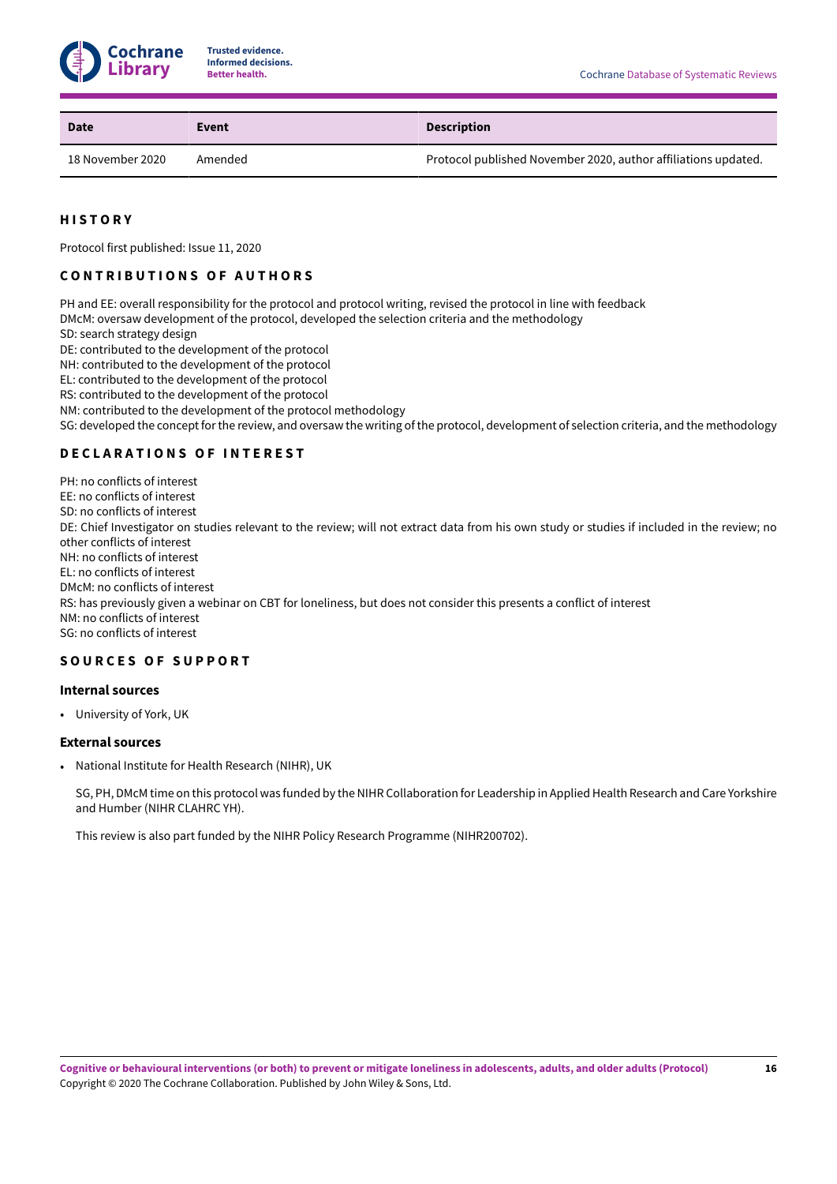| Date | Event | Description |
|---|---|---|
| 18 November 2020 | Amended | Protocol published November 2020, author affiliations updated. |

## HISTORY

Protocol first published: Issue 11, 2020

## CONTRIBUTIONS OF AUTHORS

PH and EE: overall responsibility for the protocol and protocol writing, revised the protocol in line with feedback
DMcM: oversaw development of the protocol, developed the selection criteria and the methodology
SD: search strategy design
DE: contributed to the development of the protocol
NH: contributed to the development of the protocol
EL: contributed to the development of the protocol
RS: contributed to the development of the protocol
NM: contributed to the development of the protocol methodology
SG: developed the concept for the review, and oversaw the writing of the protocol, development of selection criteria, and the methodology

## DECLARATIONS OF INTEREST

PH: no conflicts of interest
EE: no conflicts of interest
SD: no conflicts of interest
DE: Chief Investigator on studies relevant to the review; will not extract data from his own study or studies if included in the review; no other conflicts of interest
NH: no conflicts of interest
EL: no conflicts of interest
DMcM: no conflicts of interest
RS: has previously given a webinar on CBT for loneliness, but does not consider this presents a conflict of interest
NM: no conflicts of interest
SG: no conflicts of interest

## SOURCES OF SUPPORT

### Internal sources

- University of York, UK

### External sources

- National Institute for Health Research (NIHR), UK

  SG, PH, DMcM time on this protocol was funded by the NIHR Collaboration for Leadership in Applied Health Research and Care Yorkshire and Humber (NIHR CLAHRC YH).

  This review is also part funded by the NIHR Policy Research Programme (NIHR200702).